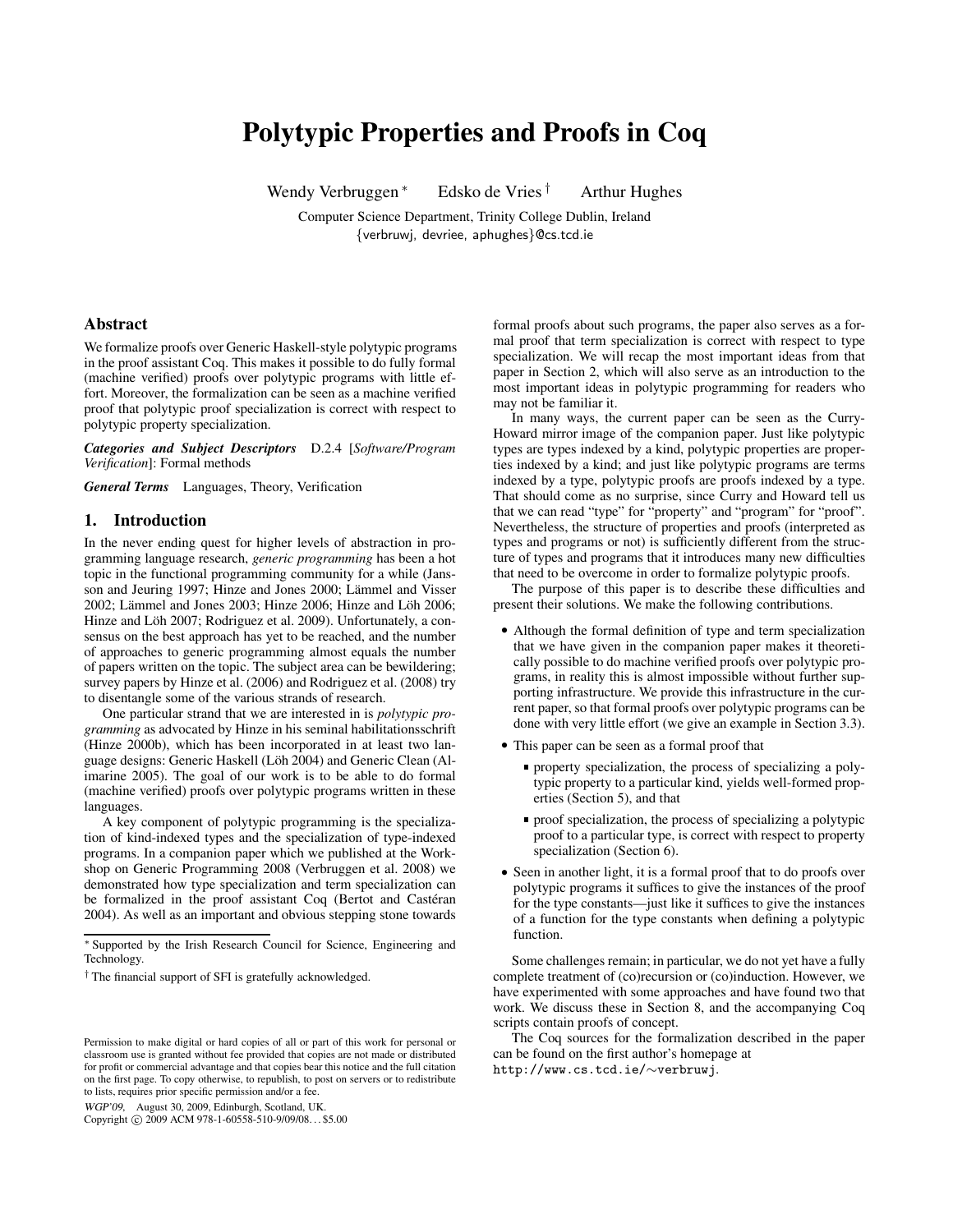# Polytypic Properties and Proofs in Coq

Wendy Verbruggen [*] Edsko de Vries [†] Arthur Hughes

Computer Science Department, Trinity College Dublin, Ireland

{verbruwj, devriee, aphughes}@cs.tcd.ie

## Abstract

We formalize proofs over Generic Haskell-style polytypic programs in the proof assistant Coq. This makes it possible to do fully formal (machine verified) proofs over polytypic programs with little effort. Moreover, the formalization can be seen as a machine verified proof that polytypic proof specialization is correct with respect to polytypic property specialization.

***Categories and Subject Descriptors*** D.2.4 [*Software/Program Verification*]: Formal methods

***General Terms*** Languages, Theory, Verification

## 1. Introduction

In the never ending quest for higher levels of abstraction in programming language research, *generic programming* has been a hot topic in the functional programming community for a while (Jansson and Jeuring 1997; Hinze and Jones 2000; Lämmel and Visser 2002; Lämmel and Jones 2003; Hinze 2006; Hinze and Löh 2006; Hinze and Löh 2007; Rodriguez et al. 2009). Unfortunately, a consensus on the best approach has yet to be reached, and the number of approaches to generic programming almost equals the number of papers written on the topic. The subject area can be bewildering; survey papers by Hinze et al. (2006) and Rodriguez et al. (2008) try to disentangle some of the various strands of research.

One particular strand that we are interested in is *polytypic programming* as advocated by Hinze in his seminal habilitationsschrift (Hinze 2000b), which has been incorporated in at least two language designs: Generic Haskell (Löh 2004) and Generic Clean (Alimarine 2005). The goal of our work is to be able to do formal (machine verified) proofs over polytypic programs written in these languages.

A key component of polytypic programming is the specialization of kind-indexed types and the specialization of type-indexed programs. In a companion paper which we published at the Workshop on Generic Programming 2008 (Verbruggen et al. 2008) we demonstrated how type specialization and term specialization can be formalized in the proof assistant Coq (Bertot and Castéran 2004). As well as an important and obvious stepping stone towards formal proofs about such programs, the paper also serves as a formal proof that term specialization is correct with respect to type specialization. We will recap the most important ideas from that paper in Section 2, which will also serve as an introduction to the most important ideas in polytypic programming for readers who may not be familiar it.

In many ways, the current paper can be seen as the Curry-Howard mirror image of the companion paper. Just like polytypic types are types indexed by a kind, polytypic properties are properties indexed by a kind; and just like polytypic programs are terms indexed by a type, polytypic proofs are proofs indexed by a type. That should come as no surprise, since Curry and Howard tell us that we can read "type" for "property" and "program" for "proof". Nevertheless, the structure of properties and proofs (interpreted as types and programs or not) is sufficiently different from the structure of types and programs that it introduces many new difficulties that need to be overcome in order to formalize polytypic proofs.

The purpose of this paper is to describe these difficulties and present their solutions. We make the following contributions.

- Although the formal definition of type and term specialization that we have given in the companion paper makes it theoretically possible to do machine verified proofs over polytypic programs, in reality this is almost impossible without further supporting infrastructure. We provide this infrastructure in the current paper, so that formal proofs over polytypic programs can be done with very little effort (we give an example in Section 3.3).
- This paper can be seen as a formal proof that
  - property specialization, the process of specializing a polytypic property to a particular kind, yields well-formed properties (Section 5), and that
  - proof specialization, the process of specializing a polytypic proof to a particular type, is correct with respect to property specialization (Section 6).
- Seen in another light, it is a formal proof that to do proofs over polytypic programs it suffices to give the instances of the proof for the type constants—just like it suffices to give the instances of a function for the type constants when defining a polytypic function.

Some challenges remain; in particular, we do not yet have a fully complete treatment of (co)recursion or (co)induction. However, we have experimented with some approaches and have found two that work. We discuss these in Section 8, and the accompanying Coq scripts contain proofs of concept.

The Coq sources for the formalization described in the paper can be found on the first author's homepage at `http://www.cs.tcd.ie/~verbruwj`.

[*] Supported by the Irish Research Council for Science, Engineering and Technology.

[†] The financial support of SFI is gratefully acknowledged.

Permission to make digital or hard copies of all or part of this work for personal or classroom use is granted without fee provided that copies are not made or distributed for profit or commercial advantage and that copies bear this notice and the full citation on the first page. To copy otherwise, to republish, to post on servers or to redistribute to lists, requires prior specific permission and/or a fee.

*WGP'09,* August 30, 2009, Edinburgh, Scotland, UK.
Copyright © 2009 ACM 978-1-60558-510-9/09/08...$5.00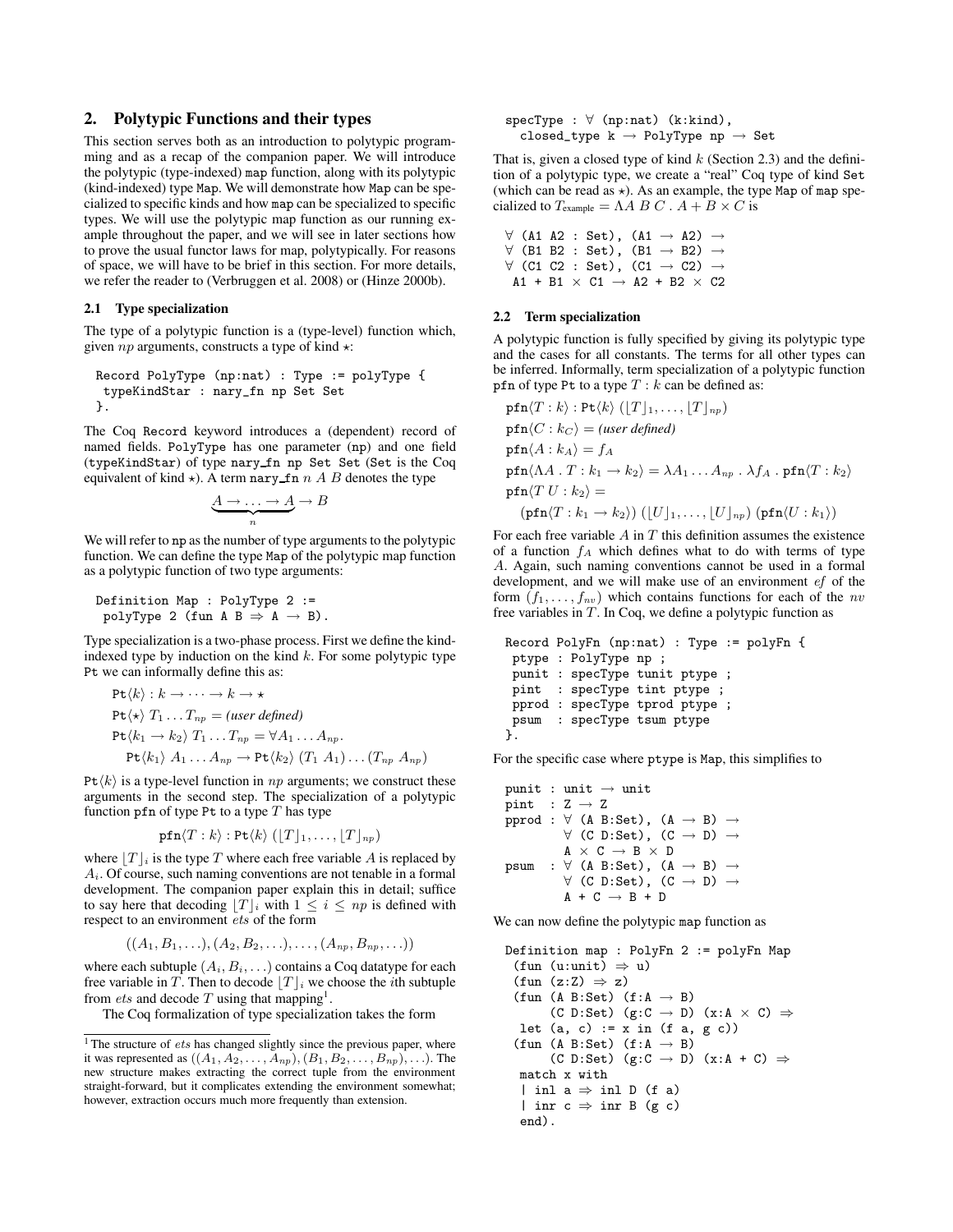## 2. Polytypic Functions and their types

This section serves both as an introduction to polytypic programming and as a recap of the companion paper. We will introduce the polytypic (type-indexed) map function, along with its polytypic (kind-indexed) type Map. We will demonstrate how Map can be specialized to specific kinds and how map can be specialized to specific types. We will use the polytypic map function as our running example throughout the paper, and we will see in later sections how to prove the usual functor laws for map, polytypically. For reasons of space, we will have to be brief in this section. For more details, we refer the reader to (Verbruggen et al. 2008) or (Hinze 2000b).

### 2.1 Type specialization

The type of a polytypic function is a (type-level) function which, given $np$ arguments, constructs a type of kind $\star$:

```
Record PolyType (np:nat) : Type := polyType {
 typeKindStar : nary_fn np Set Set
}.
```

The Coq Record keyword introduces a (dependent) record of named fields. PolyType has one parameter (np) and one field (typeKindStar) of type nary_fn np Set Set (Set is the Coq equivalent of kind $\star$). A term nary_fn $n$ $A$ $B$ denotes the type

$$\underbrace{A \to \ldots \to A}_{n} \to B$$

We will refer to np as the number of type arguments to the polytypic function. We can define the type Map of the polytypic map function as a polytypic function of two type arguments:

```
Definition Map : PolyType 2 :=
 polyType 2 (fun A B ⇒ A → B).
```

Type specialization is a two-phase process. First we define the kind-indexed type by induction on the kind $k$. For some polytypic type Pt we can informally define this as:

$$\begin{aligned}
&\texttt{Pt}\langle k\rangle : k \to \cdots \to k \to \star \\
&\texttt{Pt}\langle \star\rangle\ T_1 \ldots T_{np} = \textit{(user defined)} \\
&\texttt{Pt}\langle k_1 \to k_2\rangle\ T_1 \ldots T_{np} = \forall A_1 \ldots A_{np} . \\
&\quad \texttt{Pt}\langle k_1\rangle\ A_1 \ldots A_{np} \to \texttt{Pt}\langle k_2\rangle\ (T_1\ A_1) \ldots (T_{np}\ A_{np})
\end{aligned}$$

$\texttt{Pt}\langle k\rangle$ is a type-level function in $np$ arguments; we construct these arguments in the second step. The specialization of a polytypic function pfn of type Pt to a type $T$ has type

$$\texttt{pfn}\langle T : k\rangle : \texttt{Pt}\langle k\rangle\ (\lfloor T\rceil_1, \ldots, \lfloor T\rceil_{np})$$

where $\lfloor T\rceil_i$ is the type $T$ where each free variable $A$ is replaced by $A_i$. Of course, such naming conventions are not tenable in a formal development. The companion paper explain this in detail; suffice to say here that decoding $\lfloor T\rceil_i$ with $1 \leq i \leq np$ is defined with respect to an environment $ets$ of the form

$$((A_1, B_1, \ldots), (A_2, B_2, \ldots), \ldots, (A_{np}, B_{np}, \ldots))$$

where each subtuple $(A_i, B_i, \ldots)$ contains a Coq datatype for each free variable in $T$. Then to decode $\lfloor T\rceil_i$ we choose the $i$th subtuple from $ets$ and decode $T$ using that mapping[1].

The Coq formalization of type specialization takes the form

```
specType : ∀ (np:nat) (k:kind),
  closed_type k → PolyType np → Set
```

That is, given a closed type of kind $k$ (Section 2.3) and the definition of a polytypic type, we create a "real" Coq type of kind Set (which can be read as $\star$). As an example, the type Map of map specialized to $T_{\text{example}} = \Lambda A\ B\ C\ .\ A + B \times C$ is

```
∀ (A1 A2 : Set), (A1 → A2) →
∀ (B1 B2 : Set), (B1 → B2) →
∀ (C1 C2 : Set), (C1 → C2) →
 A1 + B1 × C1 → A2 + B2 × C2
```

### 2.2 Term specialization

A polytypic function is fully specified by giving its polytypic type and the cases for all constants. The terms for all other types can be inferred. Informally, term specialization of a polytypic function pfn of type Pt to a type $T : k$ can be defined as:

$$\begin{aligned}
&\texttt{pfn}\langle T : k\rangle : \texttt{Pt}\langle k\rangle\ (\lfloor T\rceil_1, \ldots, \lfloor T\rceil_{np}) \\
&\texttt{pfn}\langle C : k_C\rangle = \textit{(user defined)} \\
&\texttt{pfn}\langle A : k_A\rangle = f_A \\
&\texttt{pfn}\langle \Lambda A\ .\ T : k_1 \to k_2\rangle = \lambda A_1 \ldots A_{np}\ .\ \lambda f_A\ .\ \texttt{pfn}\langle T : k_2\rangle \\
&\texttt{pfn}\langle T\ U : k_2\rangle = \\
&\quad (\texttt{pfn}\langle T : k_1 \to k_2\rangle)\ (\lfloor U\rceil_1, \ldots, \lfloor U\rceil_{np})\ (\texttt{pfn}\langle U : k_1\rangle)
\end{aligned}$$

For each free variable $A$ in $T$ this definition assumes the existence of a function $f_A$ which defines what to do with terms of type $A$. Again, such naming conventions cannot be used in a formal development, and we will make use of an environment $ef$ of the form $(f_1, \ldots, f_{nv})$ which contains functions for each of the $nv$ free variables in $T$. In Coq, we define a polytypic function as

```
Record PolyFn (np:nat) : Type := polyFn {
 ptype : PolyType np ;
 punit : specType tunit ptype ;
 pint  : specType tint ptype ;
 pprod : specType tprod ptype ;
 psum  : specType tsum ptype
}.
```

For the specific case where ptype is Map, this simplifies to

```
punit : unit → unit
pint  : Z → Z
pprod : ∀ (A B:Set), (A → B) →
        ∀ (C D:Set), (C → D) →
        A × C → B × D
psum  : ∀ (A B:Set), (A → B) →
        ∀ (C D:Set), (C → D) →
        A + C → B + D
```

We can now define the polytypic map function as

```
Definition map : PolyFn 2 := polyFn Map
 (fun (u:unit) ⇒ u)
 (fun (z:Z) ⇒ z)
 (fun (A B:Set) (f:A → B)
      (C D:Set) (g:C → D) (x:A × C) ⇒
  let (a, c) := x in (f a, g c))
 (fun (A B:Set) (f:A → B)
      (C D:Set) (g:C → D) (x:A + C) ⇒
  match x with
  | inl a ⇒ inl D (f a)
  | inr c ⇒ inr B (g c)
  end).
```

[1] The structure of $ets$ has changed slightly since the previous paper, where it was represented as $((A_1, A_2, \ldots, A_{np}), (B_1, B_2, \ldots, B_{np}), \ldots)$. The new structure makes extracting the correct tuple from the environment straight-forward, but it complicates extending the environment somewhat; however, extraction occurs much more frequently than extension.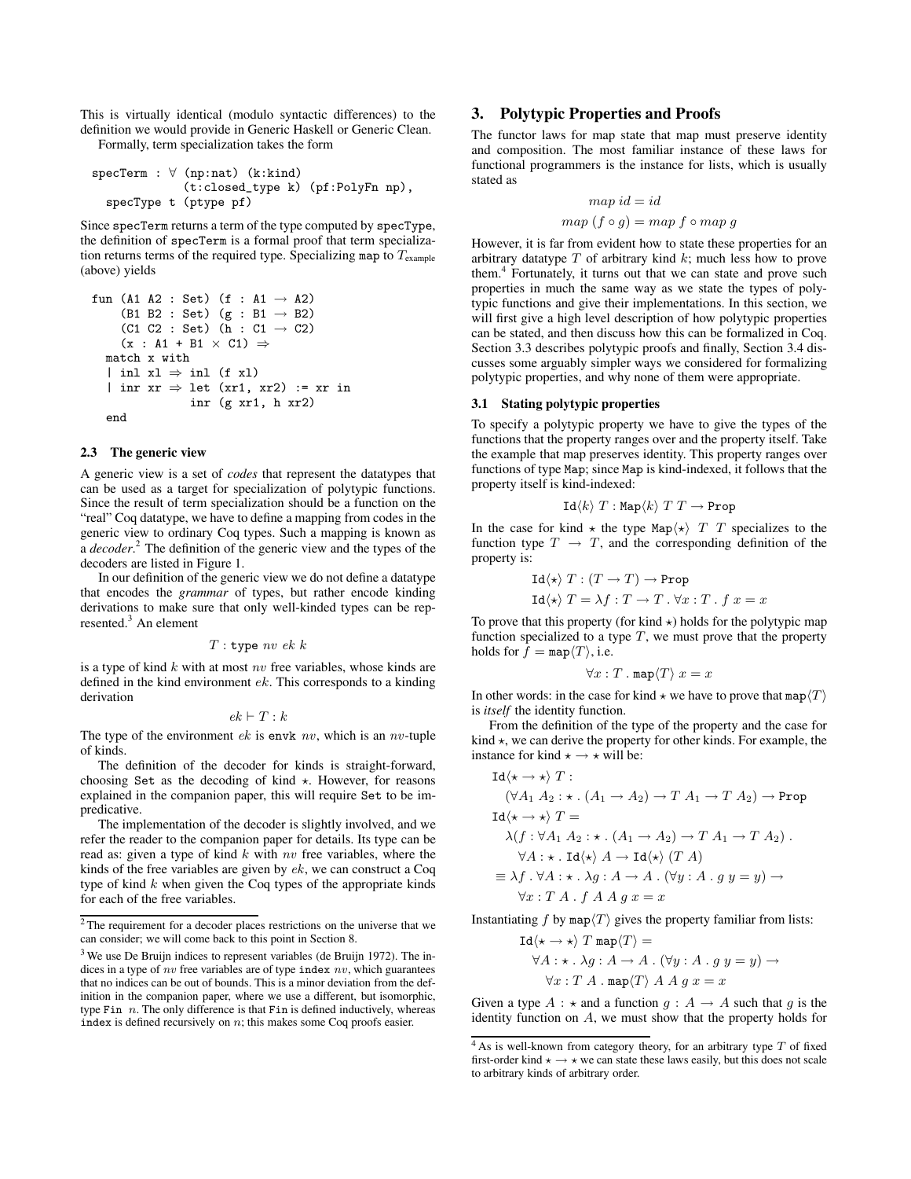This is virtually identical (modulo syntactic differences) to the definition we would provide in Generic Haskell or Generic Clean.

Formally, term specialization takes the form

```
specTerm : ∀ (np:nat) (k:kind)
             (t:closed_type k) (pf:PolyFn np),
  specType t (ptype pf)
```

Since `specTerm` returns a term of the type computed by `specType`, the definition of `specTerm` is a formal proof that term specialization returns terms of the required type. Specializing `map` to $T_{\text{example}}$ (above) yields

```
fun (A1 A2 : Set) (f : A1 → A2)
    (B1 B2 : Set) (g : B1 → B2)
    (C1 C2 : Set) (h : C1 → C2)
    (x : A1 + B1 × C1) ⇒
  match x with
  | inl xl ⇒ inl (f xl)
  | inr xr ⇒ let (xr1, xr2) := xr in
             inr (g xr1, h xr2)
  end
```

### 2.3 The generic view

A generic view is a set of *codes* that represent the datatypes that can be used as a target for specialization of polytypic functions. Since the result of term specialization should be a function on the "real" Coq datatype, we have to define a mapping from codes in the generic view to ordinary Coq types. Such a mapping is known as a *decoder*.[2] The definition of the generic view and the types of the decoders are listed in Figure 1.

In our definition of the generic view we do not define a datatype that encodes the *grammar* of types, but rather encode kinding derivations to make sure that only well-kinded types can be represented.[3] An element

$$T : \texttt{type}\ nv\ ek\ k$$

is a type of kind $k$ with at most $nv$ free variables, whose kinds are defined in the kind environment $ek$. This corresponds to a kinding derivation

$$ek \vdash T : k$$

The type of the environment $ek$ is `envk` $nv$, which is an $nv$-tuple of kinds.

The definition of the decoder for kinds is straight-forward, choosing `Set` as the decoding of kind $\star$. However, for reasons explained in the companion paper, this will require `Set` to be impredicative.

The implementation of the decoder is slightly involved, and we refer the reader to the companion paper for details. Its type can be read as: given a type of kind $k$ with $nv$ free variables, where the kinds of the free variables are given by $ek$, we can construct a Coq type of kind $k$ when given the Coq types of the appropriate kinds for each of the free variables.

[2] The requirement for a decoder places restrictions on the universe that we can consider; we will come back to this point in Section 8.

[3] We use De Bruijn indices to represent variables (de Bruijn 1972). The indices in a type of $nv$ free variables are of type `index` $nv$, which guarantees that no indices can be out of bounds. This is a minor deviation from the definition in the companion paper, where we use a different, but isomorphic, type `Fin` $n$. The only difference is that `Fin` is defined inductively, whereas `index` is defined recursively on $n$; this makes some Coq proofs easier.

## 3. Polytypic Properties and Proofs

The functor laws for map state that map must preserve identity and composition. The most familiar instance of these laws for functional programmers is the instance for lists, which is usually stated as

$$map\ id = id$$
$$map\ (f \circ g) = map\ f \circ map\ g$$

However, it is far from evident how to state these properties for an arbitrary datatype $T$ of arbitrary kind $k$; much less how to prove them.[4] Fortunately, it turns out that we can state and prove such properties in much the same way as we state the types of polytypic functions and give their implementations. In this section, we will first give a high level description of how polytypic properties can be stated, and then discuss how this can be formalized in Coq. Section 3.3 describes polytypic proofs and finally, Section 3.4 discusses some arguably simpler ways we considered for formalizing polytypic properties, and why none of them were appropriate.

### 3.1 Stating polytypic properties

To specify a polytypic property we have to give the types of the functions that the property ranges over and the property itself. Take the example that map preserves identity. This property ranges over functions of type `Map`; since `Map` is kind-indexed, it follows that the property itself is kind-indexed:

$$\texttt{Id}\langle k\rangle\ T : \texttt{Map}\langle k\rangle\ T\ T \to \texttt{Prop}$$

In the case for kind $\star$ the type $\texttt{Map}\langle\star\rangle\ T\ T$ specializes to the function type $T \to T$, and the corresponding definition of the property is:

$$\texttt{Id}\langle\star\rangle\ T : (T \to T) \to \texttt{Prop}$$
$$\texttt{Id}\langle\star\rangle\ T = \lambda f : T \to T\ .\ \forall x : T\ .\ f\ x = x$$

To prove that this property (for kind $\star$) holds for the polytypic map function specialized to a type $T$, we must prove that the property holds for $f = \texttt{map}\langle T\rangle$, i.e.

$$\forall x : T\ .\ \texttt{map}\langle T\rangle\ x = x$$

In other words: in the case for kind $\star$ we have to prove that $\texttt{map}\langle T\rangle$ is *itself* the identity function.

From the definition of the type of the property and the case for kind $\star$, we can derive the property for other kinds. For example, the instance for kind $\star \to \star$ will be:

$$
\begin{aligned}
&\texttt{Id}\langle\star\to\star\rangle\ T : \\
&\quad (\forall A_1\ A_2 : \star\ .\ (A_1 \to A_2) \to T\ A_1 \to T\ A_2) \to \texttt{Prop} \\
&\texttt{Id}\langle\star\to\star\rangle\ T = \\
&\quad \lambda(f : \forall A_1\ A_2 : \star\ .\ (A_1 \to A_2) \to T\ A_1 \to T\ A_2)\ . \\
&\qquad \forall A : \star\ .\ \texttt{Id}\langle\star\rangle\ A \to \texttt{Id}\langle\star\rangle\ (T\ A) \\
&\quad \equiv \lambda f\ .\ \forall A : \star\ .\ \lambda g : A \to A\ .\ (\forall y : A\ .\ g\ y = y) \to \\
&\qquad \forall x : T\ A\ .\ f\ A\ A\ g\ x = x
\end{aligned}
$$

Instantiating $f$ by $\texttt{map}\langle T\rangle$ gives the property familiar from lists:

$$
\begin{aligned}
&\texttt{Id}\langle\star\to\star\rangle\ T\ \texttt{map}\langle T\rangle = \\
&\quad \forall A : \star\ .\ \lambda g : A \to A\ .\ (\forall y : A\ .\ g\ y = y) \to \\
&\qquad \forall x : T\ A\ .\ \texttt{map}\langle T\rangle\ A\ A\ g\ x = x
\end{aligned}
$$

Given a type $A : \star$ and a function $g : A \to A$ such that $g$ is the identity function on $A$, we must show that the property holds for

[4] As is well-known from category theory, for an arbitrary type $T$ of fixed first-order kind $\star \to \star$ we can state these laws easily, but this does not scale to arbitrary kinds of arbitrary order.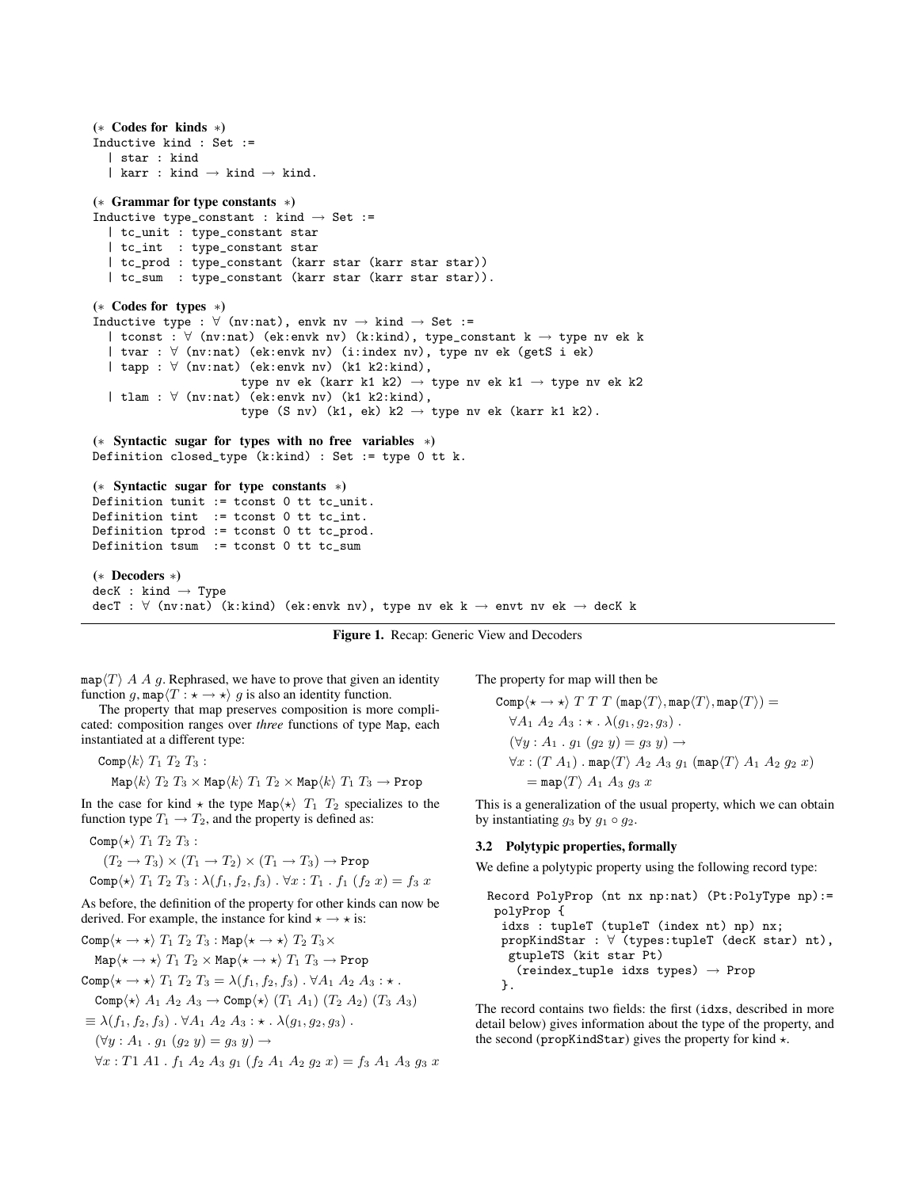```
(* Codes for kinds *)
Inductive kind : Set :=
  | star : kind
  | karr : kind → kind → kind.

(* Grammar for type constants *)
Inductive type_constant : kind → Set :=
  | tc_unit : type_constant star
  | tc_int  : type_constant star
  | tc_prod : type_constant (karr star (karr star star))
  | tc_sum  : type_constant (karr star (karr star star)).

(* Codes for types *)
Inductive type : ∀ (nv:nat), envk nv → kind → Set :=
  | tconst : ∀ (nv:nat) (ek:envk nv) (k:kind), type_constant k → type nv ek k
  | tvar : ∀ (nv:nat) (ek:envk nv) (i:index nv), type nv ek (getS i ek)
  | tapp : ∀ (nv:nat) (ek:envk nv) (k1 k2:kind),
                    type nv ek (karr k1 k2) → type nv ek k1 → type nv ek k2
  | tlam : ∀ (nv:nat) (ek:envk nv) (k1 k2:kind),
                    type (S nv) (k1, ek) k2 → type nv ek (karr k1 k2).

(* Syntactic sugar for types with no free variables *)
Definition closed_type (k:kind) : Set := type 0 tt k.

(* Syntactic sugar for type constants *)
Definition tunit := tconst 0 tt tc_unit.
Definition tint  := tconst 0 tt tc_int.
Definition tprod := tconst 0 tt tc_prod.
Definition tsum  := tconst 0 tt tc_sum

(* Decoders *)
decK : kind → Type
decT : ∀ (nv:nat) (k:kind) (ek:envk nv), type nv ek k → envt nv ek → decK k
```

**Figure 1.** Recap: Generic View and Decoders

$\mathtt{map}\langle T\rangle\ A\ A\ g$. Rephrased, we have to prove that given an identity function $g$, $\mathtt{map}\langle T : \star \to \star\rangle\ g$ is also an identity function.

The property that map preserves composition is more complicated: composition ranges over *three* functions of type Map, each instantiated at a different type:

$$\mathtt{Comp}\langle k\rangle\ T_1\ T_2\ T_3 :$$
$$\mathtt{Map}\langle k\rangle\ T_2\ T_3 \times \mathtt{Map}\langle k\rangle\ T_1\ T_2 \times \mathtt{Map}\langle k\rangle\ T_1\ T_3 \to \mathtt{Prop}$$

In the case for kind $\star$ the type $\mathtt{Map}\langle\star\rangle\ T_1\ T_2$ specializes to the function type $T_1 \to T_2$, and the property is defined as:

$$\mathtt{Comp}\langle\star\rangle\ T_1\ T_2\ T_3 :$$
$$(T_2 \to T_3) \times (T_1 \to T_2) \times (T_1 \to T_3) \to \mathtt{Prop}$$
$$\mathtt{Comp}\langle\star\rangle\ T_1\ T_2\ T_3 : \lambda(f_1, f_2, f_3)\ .\ \forall x : T_1\ .\ f_1\ (f_2\ x) = f_3\ x$$

As before, the definition of the property for other kinds can now be derived. For example, the instance for kind $\star \to \star$ is:

$$\mathtt{Comp}\langle\star\to\star\rangle\ T_1\ T_2\ T_3 : \mathtt{Map}\langle\star\to\star\rangle\ T_2\ T_3 \times$$
$$\mathtt{Map}\langle\star\to\star\rangle\ T_1\ T_2 \times \mathtt{Map}\langle\star\to\star\rangle\ T_1\ T_3 \to \mathtt{Prop}$$
$$\mathtt{Comp}\langle\star\to\star\rangle\ T_1\ T_2\ T_3 = \lambda(f_1, f_2, f_3)\ .\ \forall A_1\ A_2\ A_3 : \star\ .$$
$$\mathtt{Comp}\langle\star\rangle\ A_1\ A_2\ A_3 \to \mathtt{Comp}\langle\star\rangle\ (T_1\ A_1)\ (T_2\ A_2)\ (T_3\ A_3)$$
$$\equiv \lambda(f_1, f_2, f_3)\ .\ \forall A_1\ A_2\ A_3 : \star\ .\ \lambda(g_1, g_2, g_3)\ .$$
$$(\forall y : A_1\ .\ g_1\ (g_2\ y) = g_3\ y) \to$$
$$\forall x : T1\ A1\ .\ f_1\ A_2\ A_3\ g_1\ (f_2\ A_1\ A_2\ g_2\ x) = f_3\ A_1\ A_3\ g_3\ x$$

The property for map will then be

$$\mathtt{Comp}\langle\star\to\star\rangle\ T\ T\ T\ (\mathtt{map}\langle T\rangle, \mathtt{map}\langle T\rangle, \mathtt{map}\langle T\rangle) =$$
$$\forall A_1\ A_2\ A_3 : \star\ .\ \lambda(g_1, g_2, g_3)\ .$$
$$(\forall y : A_1\ .\ g_1\ (g_2\ y) = g_3\ y) \to$$
$$\forall x : (T\ A_1)\ .\ \mathtt{map}\langle T\rangle\ A_2\ A_3\ g_1\ (\mathtt{map}\langle T\rangle\ A_1\ A_2\ g_2\ x)$$
$$= \mathtt{map}\langle T\rangle\ A_1\ A_3\ g_3\ x$$

This is a generalization of the usual property, which we can obtain by instantiating $g_3$ by $g_1 \circ g_2$.

### 3.2 Polytypic properties, formally

We define a polytypic property using the following record type:

```
Record PolyProp (nt nx np:nat) (Pt:PolyType np):=
 polyProp {
  idxs : tupleT (tupleT (index nt) np) nx;
  propKindStar : ∀ (types:tupleT (decK star) nt),
   gtupleTS (kit star Pt)
    (reindex_tuple idxs types) → Prop
  }.
```

The record contains two fields: the first (idxs, described in more detail below) gives information about the type of the property, and the second (propKindStar) gives the property for kind $\star$.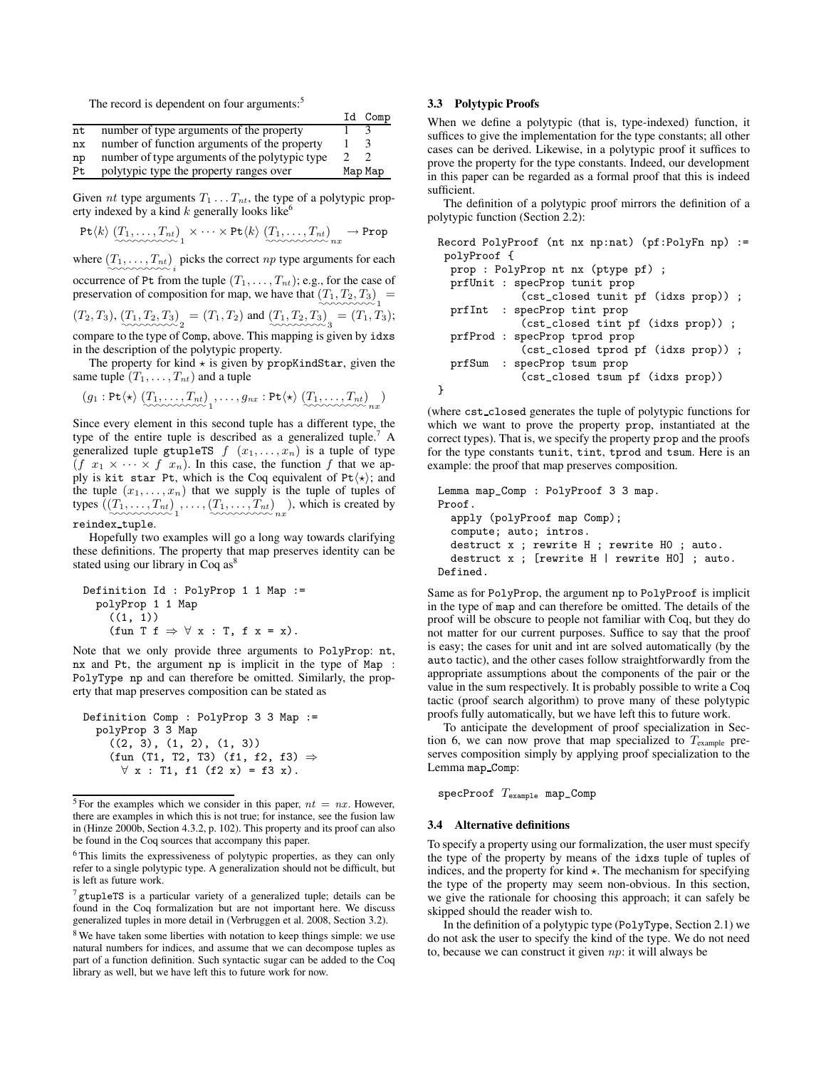The record is dependent on four arguments:[5]

| | | Id | Comp |
|---|---|---|---|
| nt | number of type arguments of the property | 1 | 3 |
| nx | number of function arguments of the property | 1 | 3 |
| np | number of type arguments of the polytypic type | 2 | 2 |
| Pt | polytypic type the property ranges over | Map | Map |

Given $nt$ type arguments $T_1 \ldots T_{nt}$, the type of a polytypic property indexed by a kind $k$ generally looks like[6]

$$\mathtt{Pt}\langle k\rangle\ \underbrace{(T_1,\ldots,T_{nt})}_{1} \times \cdots \times \mathtt{Pt}\langle k\rangle\ \underbrace{(T_1,\ldots,T_{nt})}_{nx} \rightarrow \mathtt{Prop}$$

where $\underbrace{(T_1,\ldots,T_{nt})}_{i}$ picks the correct $np$ type arguments for each occurrence of Pt from the tuple $(T_1,\ldots,T_{nt})$; e.g., for the case of preservation of composition for map, we have that $\underbrace{(T_1,T_2,T_3)}_{1} = (T_2,T_3)$, $\underbrace{(T_1,T_2,T_3)}_{2} = (T_1,T_2)$ and $\underbrace{(T_1,T_2,T_3)}_{3} = (T_1,T_3)$; compare to the type of Comp, above. This mapping is given by idxs in the description of the polytypic property.

The property for kind $\star$ is given by propKindStar, given the same tuple $(T_1,\ldots,T_{nt})$ and a tuple

$$(g_1 : \mathtt{Pt}\langle\star\rangle\ \underbrace{(T_1,\ldots,T_{nt})}_{1}, \ldots, g_{nx} : \mathtt{Pt}\langle\star\rangle\ \underbrace{(T_1,\ldots,T_{nt})}_{nx})$$

Since every element in this second tuple has a different type, the type of the entire tuple is described as a generalized tuple.[7] A generalized tuple gtupleTS $f\ (x_1,\ldots,x_n)$ is a tuple of type $(f\ x_1 \times \cdots \times f\ x_n)$. In this case, the function $f$ that we apply is kit star Pt, which is the Coq equivalent of $\mathtt{Pt}\langle\star\rangle$; and the tuple $(x_1,\ldots,x_n)$ that we supply is the tuple of tuples of types $(\underbrace{(T_1,\ldots,T_{nt})}_{1},\ldots,\underbrace{(T_1,\ldots,T_{nt})}_{nx})$, which is created by reindex_tuple.

Hopefully two examples will go a long way towards clarifying these definitions. The property that map preserves identity can be stated using our library in Coq as[8]

```
Definition Id : PolyProp 1 1 Map :=
  polyProp 1 1 Map
    ((1, 1))
    (fun T f ⇒ ∀ x : T, f x = x).
```

Note that we only provide three arguments to PolyProp: nt, nx and Pt, the argument np is implicit in the type of Map : PolyType np and can therefore be omitted. Similarly, the property that map preserves composition can be stated as

```
Definition Comp : PolyProp 3 3 Map :=
  polyProp 3 3 Map
    ((2, 3), (1, 2), (1, 3))
    (fun (T1, T2, T3) (f1, f2, f3) ⇒
      ∀ x : T1, f1 (f2 x) = f3 x).
```

[5] For the examples which we consider in this paper, $nt = nx$. However, there are examples in which this is not true; for instance, see the fusion law in (Hinze 2000b, Section 4.3.2, p. 102). This property and its proof can also be found in the Coq sources that accompany this paper.

[6] This limits the expressiveness of polytypic properties, as they can only refer to a single polytypic type. A generalization should not be difficult, but is left as future work.

[7] gtupleTS is a particular variety of a generalized tuple; details can be found in the Coq formalization but are not important here. We discuss generalized tuples in more detail in (Verbruggen et al. 2008, Section 3.2).

[8] We have taken some liberties with notation to keep things simple: we use natural numbers for indices, and assume that we can decompose tuples as part of a function definition. Such syntactic sugar can be added to the Coq library as well, but we have left this to future work for now.

### 3.3 Polytypic Proofs

When we define a polytypic (that is, type-indexed) function, it suffices to give the implementation for the type constants; all other cases can be derived. Likewise, in a polytypic proof it suffices to prove the property for the type constants. Indeed, our development in this paper can be regarded as a formal proof that this is indeed sufficient.

The definition of a polytypic proof mirrors the definition of a polytypic function (Section 2.2):

```
Record PolyProof (nt nx np:nat) (pf:PolyFn np) :=
 polyProof {
  prop : PolyProp nt nx (ptype pf) ;
  prfUnit : specProp tunit prop
             (cst_closed tunit pf (idxs prop)) ;
  prfInt  : specProp tint prop
             (cst_closed tint pf (idxs prop)) ;
  prfProd : specProp tprod prop
             (cst_closed tprod pf (idxs prop)) ;
  prfSum  : specProp tsum prop
             (cst_closed tsum pf (idxs prop))
}
```

(where cst_closed generates the tuple of polytypic functions for which we want to prove the property prop, instantiated at the correct types). That is, we specify the property prop and the proofs for the type constants tunit, tint, tprod and tsum. Here is an example: the proof that map preserves composition.

```
Lemma map_Comp : PolyProof 3 3 map.
Proof.
  apply (polyProof map Comp);
  compute; auto; intros.
  destruct x ; rewrite H ; rewrite H0 ; auto.
  destruct x ; [rewrite H | rewrite H0] ; auto.
Defined.
```

Same as for PolyProp, the argument np to PolyProof is implicit in the type of map and can therefore be omitted. The details of the proof will be obscure to people not familiar with Coq, but they do not matter for our current purposes. Suffice to say that the proof is easy; the cases for unit and int are solved automatically (by the auto tactic), and the other cases follow straightforwardly from the appropriate assumptions about the components of the pair or the value in the sum respectively. It is probably possible to write a Coq tactic (proof search algorithm) to prove many of these polytypic proofs fully automatically, but we have left this to future work.

To anticipate the development of proof specialization in Section 6, we can now prove that map specialized to $T_{\text{example}}$ preserves composition simply by applying proof specialization to the Lemma map_Comp:

specProof $T_{\text{example}}$ map_Comp

### 3.4 Alternative definitions

To specify a property using our formalization, the user must specify the type of the property by means of the idxs tuple of tuples of indices, and the property for kind $\star$. The mechanism for specifying the type of the property may seem non-obvious. In this section, we give the rationale for choosing this approach; it can safely be skipped should the reader wish to.

In the definition of a polytypic type (PolyType, Section 2.1) we do not ask the user to specify the kind of the type. We do not need to, because we can construct it given $np$: it will always be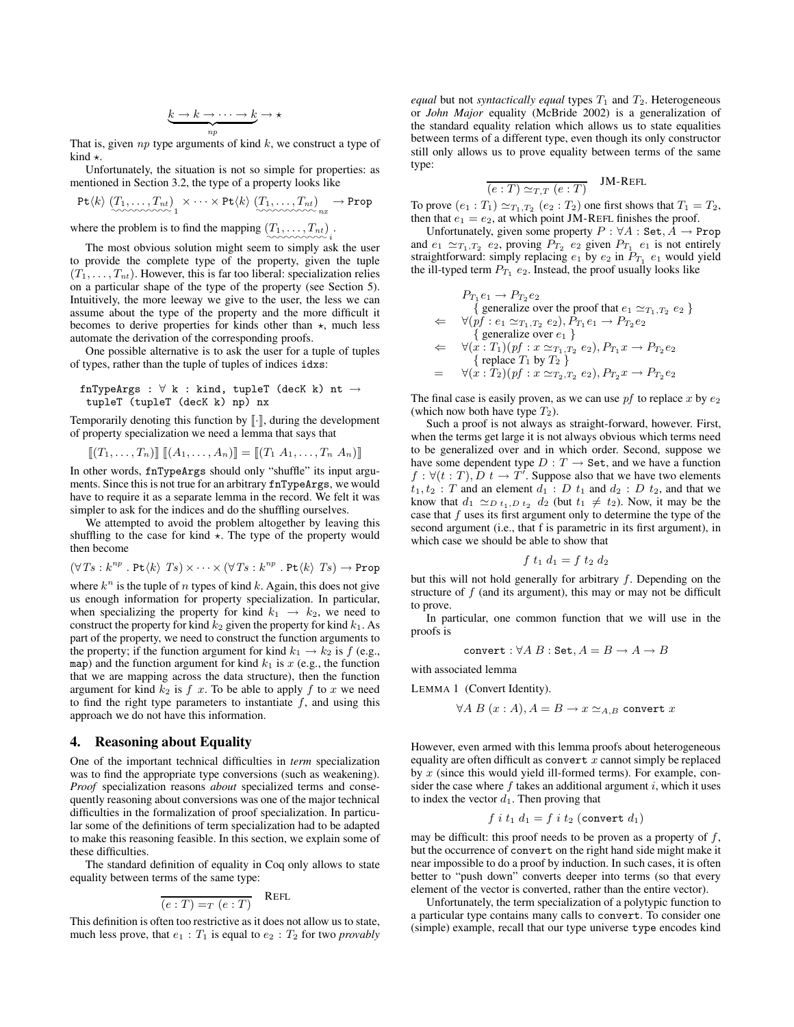$$\underbrace{k \to k \to \cdots \to k}_{np} \to \star$$

That is, given $np$ type arguments of kind $k$, we construct a type of kind $\star$.

Unfortunately, the situation is not so simple for properties: as mentioned in Section 3.2, the type of a property looks like

$$\texttt{Pt}\langle k\rangle \; \underbrace{(T_1, \ldots, T_{nt})}_{1} \times \cdots \times \texttt{Pt}\langle k\rangle \; \underbrace{(T_1, \ldots, T_{nt})}_{nx} \to \texttt{Prop}$$

where the problem is to find the mapping $\underbrace{(T_1, \ldots, T_{nt})}_{i}$.

The most obvious solution might seem to simply ask the user to provide the complete type of the property, given the tuple $(T_1, \ldots, T_{nt})$. However, this is far too liberal: specialization relies on a particular shape of the type of the property (see Section 5). Intuitively, the more leeway we give to the user, the less we can assume about the type of the property and the more difficult it becomes to derive properties for kinds other than $\star$, much less automate the derivation of the corresponding proofs.

One possible alternative is to ask the user for a tuple of tuples of types, rather than the tuple of tuples of indices `idxs`:

```
fnTypeArgs : ∀ k : kind, tupleT (decK k) nt →
  tupleT (tupleT (decK k) np) nx
```

Temporarily denoting this function by $[\![\cdot]\!]$, during the development of property specialization we need a lemma that says that

$$[\![(T_1, \ldots, T_n)]\!] \; [\![(A_1, \ldots, A_n)]\!] = [\![(T_1 \; A_1, \ldots, T_n \; A_n)]\!]$$

In other words, `fnTypeArgs` should only "shuffle" its input arguments. Since this is not true for an arbitrary `fnTypeArgs`, we would have to require it as a separate lemma in the record. We felt it was simpler to ask for the indices and do the shuffling ourselves.

We attempted to avoid the problem altogether by leaving this shuffling to the case for kind $\star$. The type of the property would then become

$$(\forall Ts : k^{np} \,.\, \texttt{Pt}\langle k\rangle \; Ts) \times \cdots \times (\forall Ts : k^{np} \,.\, \texttt{Pt}\langle k\rangle \; Ts) \to \texttt{Prop}$$

where $k^n$ is the tuple of $n$ types of kind $k$. Again, this does not give us enough information for property specialization. In particular, when specializing the property for kind $k_1 \to k_2$, we need to construct the property for kind $k_2$ given the property for kind $k_1$. As part of the property, we need to construct the function arguments to the property; if the function argument for kind $k_1 \to k_2$ is $f$ (e.g., `map`) and the function argument for kind $k_1$ is $x$ (e.g., the function that we are mapping across the data structure), then the function argument for kind $k_2$ is $f\ x$. To be able to apply $f$ to $x$ we need to find the right type parameters to instantiate $f$, and using this approach we do not have this information.

## 4. Reasoning about Equality

One of the important technical difficulties in *term* specialization was to find the appropriate type conversions (such as weakening). *Proof* specialization reasons *about* specialized terms and consequently reasoning about conversions was one of the major technical difficulties in the formalization of proof specialization. In particular some of the definitions of term specialization had to be adapted to make this reasoning feasible. In this section, we explain some of these difficulties.

The standard definition of equality in Coq only allows to state equality between terms of the same type:

$$\frac{}{(e : T) =_T (e : T)} \quad \text{REFL}$$

This definition is often too restrictive as it does not allow us to state, much less prove, that $e_1 : T_1$ is equal to $e_2 : T_2$ for two *provably equal* but not *syntactically equal* types $T_1$ and $T_2$. Heterogeneous or *John Major* equality (McBride 2002) is a generalization of the standard equality relation which allows us to state equalities between terms of a different type, even though its only constructor still only allows us to prove equality between terms of the same type:

$$\frac{}{(e : T) \simeq_{T,T} (e : T)} \quad \text{JM-REFL}$$

To prove $(e_1 : T_1) \simeq_{T_1,T_2} (e_2 : T_2)$ one first shows that $T_1 = T_2$, then that $e_1 = e_2$, at which point JM-REFL finishes the proof.

Unfortunately, given some property $P : \forall A : \texttt{Set}, A \to \texttt{Prop}$ and $e_1 \simeq_{T_1,T_2} e_2$, proving $P_{T_2}\ e_2$ given $P_{T_1}\ e_1$ is not entirely straightforward: simply replacing $e_1$ by $e_2$ in $P_{T_1}\ e_1$ would yield the ill-typed term $P_{T_1}\ e_2$. Instead, the proof usually looks like

$$\begin{array}{ll}
& P_{T_1} e_1 \to P_{T_2} e_2 \\
& \quad \{ \text{ generalize over the proof that } e_1 \simeq_{T_1,T_2} e_2 \ \} \\
\Leftarrow & \forall (pf : e_1 \simeq_{T_1,T_2} e_2), P_{T_1} e_1 \to P_{T_2} e_2 \\
& \quad \{ \text{ generalize over } e_1 \ \} \\
\Leftarrow & \forall (x : T_1)(pf : x \simeq_{T_1,T_2} e_2), P_{T_1} x \to P_{T_2} e_2 \\
& \quad \{ \text{ replace } T_1 \text{ by } T_2 \ \} \\
= & \forall (x : T_2)(pf : x \simeq_{T_2,T_2} e_2), P_{T_2} x \to P_{T_2} e_2
\end{array}$$

The final case is easily proven, as we can use $pf$ to replace $x$ by $e_2$ (which now both have type $T_2$).

Such a proof is not always as straight-forward, however. First, when the terms get large it is not always obvious which terms need to be generalized over and in which order. Second, suppose we have some dependent type $D : T \to \texttt{Set}$, and we have a function $f : \forall (t : T), D\ t \to T'$. Suppose also that we have two elements $t_1, t_2 : T$ and an element $d_1 : D\ t_1$ and $d_2 : D\ t_2$, and that we know that $d_1 \simeq_{D\ t_1, D\ t_2} d_2$ (but $t_1 \neq t_2$). Now, it may be the case that $f$ uses its first argument only to determine the type of the second argument (i.e., that f is parametric in its first argument), in which case we should be able to show that

$$f\ t_1\ d_1 = f\ t_2\ d_2$$

but this will not hold generally for arbitrary $f$. Depending on the structure of $f$ (and its argument), this may or may not be difficult to prove.

In particular, one common function that we will use in the proofs is

$$\texttt{convert} : \forall A\ B : \texttt{Set}, A = B \to A \to B$$

with associated lemma

LEMMA 1 (Convert Identity).

$$\forall A\ B\ (x : A), A = B \to x \simeq_{A,B} \texttt{convert}\ x$$

However, even armed with this lemma proofs about heterogeneous equality are often difficult as `convert` $x$ cannot simply be replaced by $x$ (since this would yield ill-formed terms). For example, consider the case where $f$ takes an additional argument $i$, which it uses to index the vector $d_1$. Then proving that

$$f\ i\ t_1\ d_1 = f\ i\ t_2\ (\texttt{convert}\ d_1)$$

may be difficult: this proof needs to be proven as a property of $f$, but the occurrence of `convert` on the right hand side might make it near impossible to do a proof by induction. In such cases, it is often better to "push down" converts deeper into terms (so that every element of the vector is converted, rather than the entire vector).

Unfortunately, the term specialization of a polytypic function to a particular type contains many calls to `convert`. To consider one (simple) example, recall that our type universe `type` encodes kind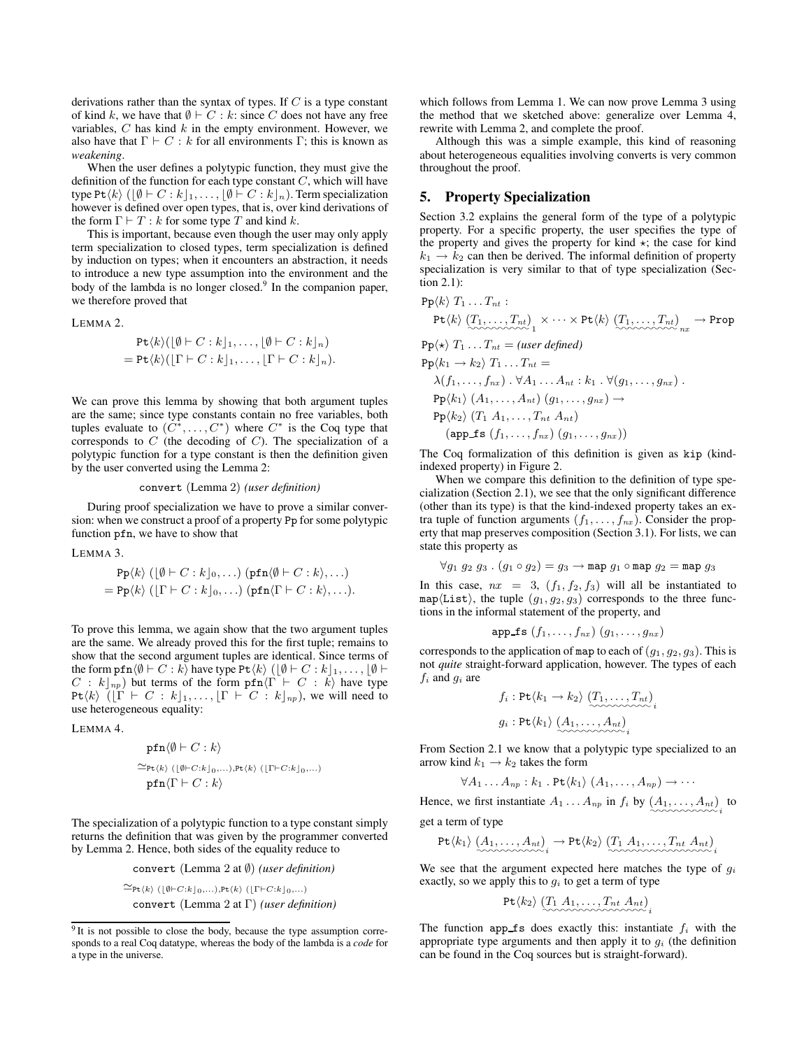derivations rather than the syntax of types. If $C$ is a type constant of kind $k$, we have that $\emptyset \vdash C : k$: since $C$ does not have any free variables, $C$ has kind $k$ in the empty environment. However, we also have that $\Gamma \vdash C : k$ for all environments $\Gamma$; this is known as *weakening*.

When the user defines a polytypic function, they must give the definition of the function for each type constant $C$, which will have type $\texttt{Pt}\langle k\rangle\ (\lfloor \emptyset \vdash C : k \rfloor_1, \ldots, \lfloor \emptyset \vdash C : k \rfloor_n)$. Term specialization however is defined over open types, that is, over kind derivations of the form $\Gamma \vdash T : k$ for some type $T$ and kind $k$.

This is important, because even though the user may only apply term specialization to closed types, term specialization is defined by induction on types; when it encounters an abstraction, it needs to introduce a new type assumption into the environment and the body of the lambda is no longer closed.[9] In the companion paper, we therefore proved that

LEMMA 2.

$$
\begin{aligned}
&\texttt{Pt}\langle k\rangle(\lfloor \emptyset \vdash C : k \rfloor_1, \ldots, \lfloor \emptyset \vdash C : k \rfloor_n) \\
&= \texttt{Pt}\langle k\rangle(\lfloor \Gamma \vdash C : k \rfloor_1, \ldots, \lfloor \Gamma \vdash C : k \rfloor_n).
\end{aligned}
$$

We can prove this lemma by showing that both argument tuples are the same; since type constants contain no free variables, both tuples evaluate to $(C^*, \ldots, C^*)$ where $C^*$ is the Coq type that corresponds to $C$ (the decoding of $C$). The specialization of a polytypic function for a type constant is then the definition given by the user converted using the Lemma 2:

$$\texttt{convert}\ (\text{Lemma 2})\ \textit{(user definition)}$$

During proof specialization we have to prove a similar conversion: when we construct a proof of a property $\texttt{Pp}$ for some polytypic function $\texttt{pfn}$, we have to show that

LEMMA 3.

$$
\begin{aligned}
&\texttt{Pp}\langle k\rangle\ (\lfloor \emptyset \vdash C : k \rfloor_0, \ldots)\ (\texttt{pfn}\langle \emptyset \vdash C : k\rangle, \ldots) \\
&= \texttt{Pp}\langle k\rangle\ (\lfloor \Gamma \vdash C : k \rfloor_0, \ldots)\ (\texttt{pfn}\langle \Gamma \vdash C : k\rangle, \ldots).
\end{aligned}
$$

To prove this lemma, we again show that the two argument tuples are the same. We already proved this for the first tuple; remains to show that the second argument tuples are identical. Since terms of the form $\texttt{pfn}\langle \emptyset \vdash C : k\rangle$ have type $\texttt{Pt}\langle k\rangle\ (\lfloor \emptyset \vdash C : k \rfloor_1, \ldots, \lfloor \emptyset \vdash C : k \rfloor_{np})$ but terms of the form $\texttt{pfn}\langle \Gamma \vdash C : k\rangle$ have type $\texttt{Pt}\langle k\rangle\ (\lfloor \Gamma \vdash C : k \rfloor_1, \ldots, \lfloor \Gamma \vdash C : k \rfloor_{np})$, we will need to use heterogeneous equality:

LEMMA 4.

$$
\begin{aligned}
&\texttt{pfn}\langle \emptyset \vdash C : k\rangle \\
&\simeq_{\texttt{Pt}\langle k\rangle\ (\lfloor \emptyset \vdash C:k \rfloor_0, \ldots), \texttt{Pt}\langle k\rangle\ (\lfloor \Gamma \vdash C:k \rfloor_0, \ldots)} \\
&\texttt{pfn}\langle \Gamma \vdash C : k\rangle
\end{aligned}
$$

The specialization of a polytypic function to a type constant simply returns the definition that was given by the programmer converted by Lemma 2. Hence, both sides of the equality reduce to

$$
\begin{aligned}
&\texttt{convert}\ (\text{Lemma 2 at } \emptyset)\ \textit{(user definition)} \\
&\simeq_{\texttt{Pt}\langle k\rangle\ (\lfloor \emptyset \vdash C:k \rfloor_0, \ldots), \texttt{Pt}\langle k\rangle\ (\lfloor \Gamma \vdash C:k \rfloor_0, \ldots)} \\
&\texttt{convert}\ (\text{Lemma 2 at } \Gamma)\ \textit{(user definition)}
\end{aligned}
$$

which follows from Lemma 1. We can now prove Lemma 3 using the method that we sketched above: generalize over Lemma 4, rewrite with Lemma 2, and complete the proof.

Although this was a simple example, this kind of reasoning about heterogeneous equalities involving converts is very common throughout the proof.

## 5. Property Specialization

Section 3.2 explains the general form of the type of a polytypic property. For a specific property, the user specifies the type of the property and gives the property for kind $\star$; the case for kind $k_1 \to k_2$ can then be derived. The informal definition of property specialization is very similar to that of type specialization (Section 2.1):

$$
\begin{aligned}
&\texttt{Pp}\langle k\rangle\ T_1 \ldots T_{nt} : \\
&\quad \texttt{Pt}\langle k\rangle\ \underbrace{(T_1, \ldots, T_{nt})}_{1} \times \cdots \times \texttt{Pt}\langle k\rangle\ \underbrace{(T_1, \ldots, T_{nt})}_{nx} \to \texttt{Prop} \\
&\texttt{Pp}\langle \star\rangle\ T_1 \ldots T_{nt} = \textit{(user defined)} \\
&\texttt{Pp}\langle k_1 \to k_2\rangle\ T_1 \ldots T_{nt} = \\
&\quad \lambda(f_1, \ldots, f_{nx})\ .\ \forall A_1 \ldots A_{nt} : k_1\ .\ \forall (g_1, \ldots, g_{nx})\ . \\
&\quad \texttt{Pp}\langle k_1\rangle\ (A_1, \ldots, A_{nt})\ (g_1, \ldots, g_{nx}) \to \\
&\quad \texttt{Pp}\langle k_2\rangle\ (T_1\ A_1, \ldots, T_{nt}\ A_{nt}) \\
&\qquad (\texttt{app\_fs}\ (f_1, \ldots, f_{nx})\ (g_1, \ldots, g_{nx}))
\end{aligned}
$$

The Coq formalization of this definition is given as `kip` (kind-indexed property) in Figure 2.

When we compare this definition to the definition of type specialization (Section 2.1), we see that the only significant difference (other than its type) is that the kind-indexed property takes an extra tuple of function arguments $(f_1, \ldots, f_{nx})$. Consider the property that map preserves composition (Section 3.1). For lists, we can state this property as

$$\forall g_1\ g_2\ g_3\ .\ (g_1 \circ g_2) = g_3 \to \texttt{map}\ g_1 \circ \texttt{map}\ g_2 = \texttt{map}\ g_3$$

In this case, $nx = 3$, $(f_1, f_2, f_3)$ will all be instantiated to $\texttt{map}\langle\texttt{List}\rangle$, the tuple $(g_1, g_2, g_3)$ corresponds to the three functions in the informal statement of the property, and

$$\texttt{app\_fs}\ (f_1, \ldots, f_{nx})\ (g_1, \ldots, g_{nx})$$

corresponds to the application of `map` to each of $(g_1, g_2, g_3)$. This is not *quite* straight-forward application, however. The types of each $f_i$ and $g_i$ are

$$
\begin{aligned}
f_i &: \texttt{Pt}\langle k_1 \to k_2\rangle\ \underbrace{(T_1, \ldots, T_{nt})}_{i} \\
g_i &: \texttt{Pt}\langle k_1\rangle\ \underbrace{(A_1, \ldots, A_{nt})}_{i}
\end{aligned}
$$

From Section 2.1 we know that a polytypic type specialized to an arrow kind $k_1 \to k_2$ takes the form

$$\forall A_1 \ldots A_{np} : k_1\ .\ \texttt{Pt}\langle k_1\rangle\ (A_1, \ldots, A_{np}) \to \cdots$$

Hence, we first instantiate $A_1 \ldots A_{np}$ in $f_i$ by $\underbrace{(A_1, \ldots, A_{nt})}_{i}$ to get a term of type

$$\texttt{Pt}\langle k_1\rangle\ \underbrace{(A_1, \ldots, A_{nt})}_{i} \to \texttt{Pt}\langle k_2\rangle\ \underbrace{(T_1\ A_1, \ldots, T_{nt}\ A_{nt})}_{i}$$

We see that the argument expected here matches the type of $g_i$ exactly, so we apply this to $g_i$ to get a term of type

$$\texttt{Pt}\langle k_2\rangle\ \underbrace{(T_1\ A_1, \ldots, T_{nt}\ A_{nt})}_{i}$$

The function `app_fs` does exactly this: instantiate $f_i$ with the appropriate type arguments and then apply it to $g_i$ (the definition can be found in the Coq sources but is straight-forward).

[9] It is not possible to close the body, because the type assumption corresponds to a real Coq datatype, whereas the body of the lambda is a *code* for a type in the universe.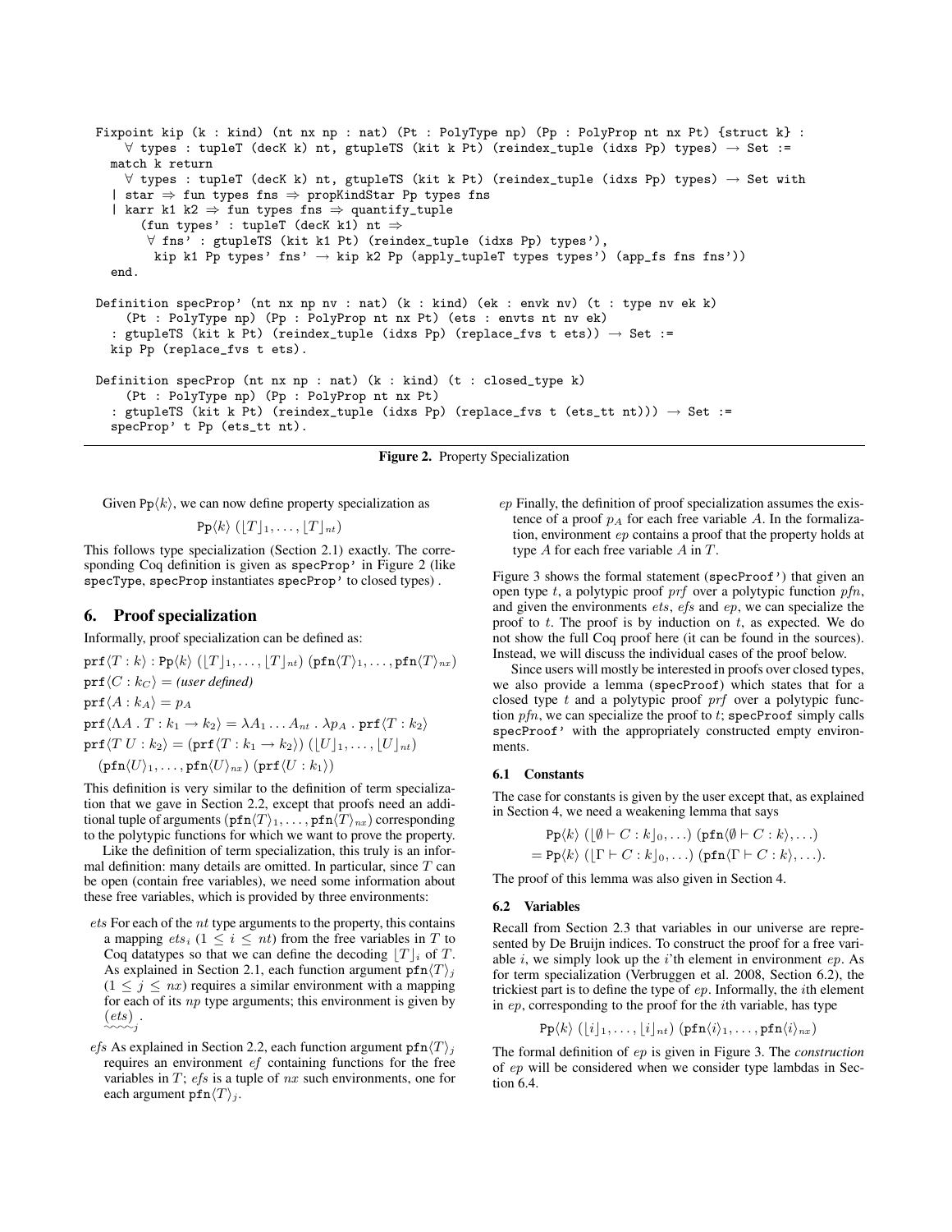```
Fixpoint kip (k : kind) (nt nx np : nat) (Pt : PolyType np) (Pp : PolyProp nt nx Pt) {struct k} :
    ∀ types : tupleT (decK k) nt, gtupleTS (kit k Pt) (reindex_tuple (idxs Pp) types) → Set :=
  match k return
    ∀ types : tupleT (decK k) nt, gtupleTS (kit k Pt) (reindex_tuple (idxs Pp) types) → Set with
  | star ⇒ fun types fns ⇒ propKindStar Pp types fns
  | karr k1 k2 ⇒ fun types fns ⇒ quantify_tuple
      (fun types' : tupleT (decK k1) nt ⇒
       ∀ fns' : gtupleTS (kit k1 Pt) (reindex_tuple (idxs Pp) types'),
        kip k1 Pp types' fns' → kip k2 Pp (apply_tupleT types types') (app_fs fns fns'))
  end.

Definition specProp' (nt nx np nv : nat) (k : kind) (ek : envk nv) (t : type nv ek k)
    (Pt : PolyType np) (Pp : PolyProp nt nx Pt) (ets : envts nt nv ek)
  : gtupleTS (kit k Pt) (reindex_tuple (idxs Pp) (replace_fvs t ets)) → Set :=
  kip Pp (replace_fvs t ets).

Definition specProp (nt nx np : nat) (k : kind) (t : closed_type k)
    (Pt : PolyType np) (Pp : PolyProp nt nx Pt)
  : gtupleTS (kit k Pt) (reindex_tuple (idxs Pp) (replace_fvs t (ets_tt nt))) → Set :=
  specProp' t Pp (ets_tt nt).
```

**Figure 2.** Property Specialization

Given $\texttt{Pp}\langle k\rangle$, we can now define property specialization as

$$\texttt{Pp}\langle k\rangle\ (\lfloor T\rfloor_1,\ldots,\lfloor T\rfloor_{nt})$$

This follows type specialization (Section 2.1) exactly. The corresponding Coq definition is given as `specProp'` in Figure 2 (like `specType`, `specProp` instantiates `specProp'` to closed types) .

## 6. Proof specialization

Informally, proof specialization can be defined as:

$\texttt{prf}\langle T:k\rangle : \texttt{Pp}\langle k\rangle\ (\lfloor T\rfloor_1,\ldots,\lfloor T\rfloor_{nt})\ (\texttt{pfn}\langle T\rangle_1,\ldots,\texttt{pfn}\langle T\rangle_{nx})$
$\texttt{prf}\langle C:k_C\rangle =$ *(user defined)*
$\texttt{prf}\langle A:k_A\rangle = p_A$
$\texttt{prf}\langle \Lambda A\ .\ T : k_1\to k_2\rangle = \lambda A_1\ldots A_{nt}\ .\ \lambda p_A\ .\ \texttt{prf}\langle T:k_2\rangle$
$\texttt{prf}\langle T\ U : k_2\rangle = (\texttt{prf}\langle T:k_1\to k_2\rangle)\ (\lfloor U\rfloor_1,\ldots,\lfloor U\rfloor_{nt})$
$\quad(\texttt{pfn}\langle U\rangle_1,\ldots,\texttt{pfn}\langle U\rangle_{nx})\ (\texttt{prf}\langle U:k_1\rangle)$

This definition is very similar to the definition of term specialization that we gave in Section 2.2, except that proofs need an additional tuple of arguments $(\texttt{pfn}\langle T\rangle_1,\ldots,\texttt{pfn}\langle T\rangle_{nx})$ corresponding to the polytypic functions for which we want to prove the property.

Like the definition of term specialization, this truly is an informal definition: many details are omitted. In particular, since $T$ can be open (contain free variables), we need some information about these free variables, which is provided by three environments:

*ets* For each of the $nt$ type arguments to the property, this contains a mapping $ets_i$ ($1\le i\le nt$) from the free variables in $T$ to Coq datatypes so that we can define the decoding $\lfloor T\rfloor_i$ of $T$. As explained in Section 2.1, each function argument $\texttt{pfn}\langle T\rangle_j$ ($1\le j\le nx$) requires a similar environment with a mapping for each of its $np$ type arguments; this environment is given by $\underset{\sim\sim}{(ets)}_j$ .

*efs* As explained in Section 2.2, each function argument $\texttt{pfn}\langle T\rangle_j$ requires an environment $ef$ containing functions for the free variables in $T$; $efs$ is a tuple of $nx$ such environments, one for each argument $\texttt{pfn}\langle T\rangle_j$.

*ep* Finally, the definition of proof specialization assumes the existence of a proof $p_A$ for each free variable $A$. In the formalization, environment $ep$ contains a proof that the property holds at type $A$ for each free variable $A$ in $T$.

Figure 3 shows the formal statement (`specProof'`) that given an open type $t$, a polytypic proof $prf$ over a polytypic function $pfn$, and given the environments $ets$, $efs$ and $ep$, we can specialize the proof to $t$. The proof is by induction on $t$, as expected. We do not show the full Coq proof here (it can be found in the sources). Instead, we will discuss the individual cases of the proof below.

Since users will mostly be interested in proofs over closed types, we also provide a lemma (`specProof`) which states that for a closed type $t$ and a polytypic proof $prf$ over a polytypic function $pfn$, we can specialize the proof to $t$; `specProof` simply calls `specProof'` with the appropriately constructed empty environments.

### 6.1 Constants

The case for constants is given by the user except that, as explained in Section 4, we need a weakening lemma that says

$$\begin{aligned}&\texttt{Pp}\langle k\rangle\ (\lfloor\emptyset\vdash C:k\rfloor_0,\ldots)\ (\texttt{pfn}\langle\emptyset\vdash C:k\rangle,\ldots)\\ =\ &\texttt{Pp}\langle k\rangle\ (\lfloor\Gamma\vdash C:k\rfloor_0,\ldots)\ (\texttt{pfn}\langle\Gamma\vdash C:k\rangle,\ldots).\end{aligned}$$

The proof of this lemma was also given in Section 4.

### 6.2 Variables

Recall from Section 2.3 that variables in our universe are represented by De Bruijn indices. To construct the proof for a free variable $i$, we simply look up the $i$'th element in environment $ep$. As for term specialization (Verbruggen et al. 2008, Section 6.2), the trickiest part is to define the type of $ep$. Informally, the $i$th element in $ep$, corresponding to the proof for the $i$th variable, has type

$$\texttt{Pp}\langle k\rangle\ (\lfloor i\rfloor_1,\ldots,\lfloor i\rfloor_{nt})\ (\texttt{pfn}\langle i\rangle_1,\ldots,\texttt{pfn}\langle i\rangle_{nx})$$

The formal definition of $ep$ is given in Figure 3. The *construction* of $ep$ will be considered when we consider type lambdas in Section 6.4.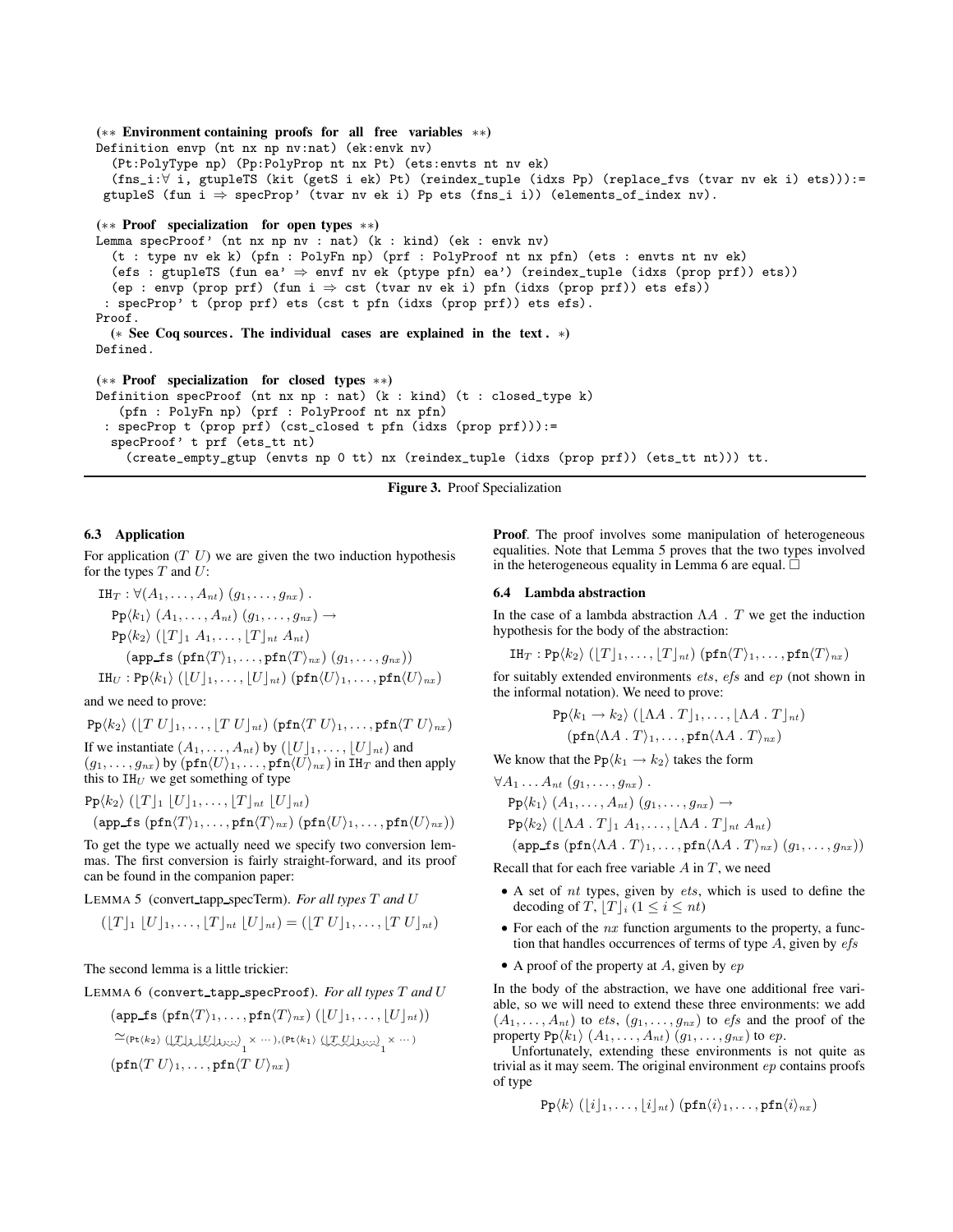```
(** Environment containing proofs for all free variables **)
Definition envp (nt nx np nv:nat) (ek:envk nv)
  (Pt:PolyType np) (Pp:PolyProp nt nx Pt) (ets:envts nt nv ek)
  (fns_i:∀ i, gtupleTS (kit (getS i ek) Pt) (reindex_tuple (idxs Pp) (replace_fvs (tvar nv ek i) ets))):=
 gtupleS (fun i ⇒ specProp' (tvar nv ek i) Pp ets (fns_i i)) (elements_of_index nv).

(** Proof specialization for open types **)
Lemma specProof' (nt nx np nv : nat) (k : kind) (ek : envk nv)
  (t : type nv ek k) (pfn : PolyFn np) (prf : PolyProof nt nx pfn) (ets : envts nt nv ek)
  (efs : gtupleTS (fun ea' ⇒ envf nv ek (ptype pfn) ea') (reindex_tuple (idxs (prop prf)) ets))
  (ep : envp (prop prf) (fun i ⇒ cst (tvar nv ek i) pfn (idxs (prop prf)) ets efs))
 : specProp' t (prop prf) ets (cst t pfn (idxs (prop prf)) ets efs).
Proof.
  (* See Coq sources. The individual cases are explained in the text. *)
Defined.

(** Proof specialization for closed types **)
Definition specProof (nt nx np : nat) (k : kind) (t : closed_type k)
   (pfn : PolyFn np) (prf : PolyProof nt nx pfn)
 : specProp t (prop prf) (cst_closed t pfn (idxs (prop prf))):=
  specProof' t prf (ets_tt nt)
    (create_empty_gtup (envts np 0 tt) nx (reindex_tuple (idxs (prop prf)) (ets_tt nt))) tt.
```

**Figure 3.** Proof Specialization

### 6.3 Application

For application $(T\ U)$ we are given the two induction hypothesis for the types $T$ and $U$:

$$\begin{aligned}
&\mathtt{IH}_T : \forall (A_1, \ldots, A_{nt})\ (g_1, \ldots, g_{nx})\ .\\
&\quad \mathtt{Pp}\langle k_1\rangle\ (A_1, \ldots, A_{nt})\ (g_1, \ldots, g_{nx}) \rightarrow\\
&\quad \mathtt{Pp}\langle k_2\rangle\ (\lfloor T\rfloor_1\ A_1, \ldots, \lfloor T\rfloor_{nt}\ A_{nt})\\
&\qquad (\mathtt{app\_fs}\ (\mathtt{pfn}\langle T\rangle_1, \ldots, \mathtt{pfn}\langle T\rangle_{nx})\ (g_1, \ldots, g_{nx}))\\
&\mathtt{IH}_U : \mathtt{Pp}\langle k_1\rangle\ (\lfloor U\rfloor_1, \ldots, \lfloor U\rfloor_{nt})\ (\mathtt{pfn}\langle U\rangle_1, \ldots, \mathtt{pfn}\langle U\rangle_{nx})
\end{aligned}$$

and we need to prove:

$$\mathtt{Pp}\langle k_2\rangle\ (\lfloor T\ U\rfloor_1, \ldots, \lfloor T\ U\rfloor_{nt})\ (\mathtt{pfn}\langle T\ U\rangle_1, \ldots, \mathtt{pfn}\langle T\ U\rangle_{nx})$$

If we instantiate $(A_1, \ldots, A_{nt})$ by $(\lfloor U\rfloor_1, \ldots, \lfloor U\rfloor_{nt})$ and $(g_1, \ldots, g_{nx})$ by $(\mathtt{pfn}\langle U\rangle_1, \ldots, \mathtt{pfn}\langle U\rangle_{nx})$ in $\mathtt{IH}_T$ and then apply this to $\mathtt{IH}_U$ we get something of type

$$\begin{aligned}
&\mathtt{Pp}\langle k_2\rangle\ (\lfloor T\rfloor_1\ \lfloor U\rfloor_1, \ldots, \lfloor T\rfloor_{nt}\ \lfloor U\rfloor_{nt})\\
&\ (\mathtt{app\_fs}\ (\mathtt{pfn}\langle T\rangle_1, \ldots, \mathtt{pfn}\langle T\rangle_{nx})\ (\mathtt{pfn}\langle U\rangle_1, \ldots, \mathtt{pfn}\langle U\rangle_{nx}))
\end{aligned}$$

To get the type we actually need we specify two conversion lemmas. The first conversion is fairly straight-forward, and its proof can be found in the companion paper:

**Lemma 5** (convert_tapp_specTerm). *For all types $T$ and $U$*

$$(\lfloor T\rfloor_1\ \lfloor U\rfloor_1, \ldots, \lfloor T\rfloor_{nt}\ \lfloor U\rfloor_{nt}) = (\lfloor T\ U\rfloor_1, \ldots, \lfloor T\ U\rfloor_{nt})$$

The second lemma is a little trickier:

**Lemma 6** (convert_tapp_specProof). *For all types $T$ and $U$*

$$\begin{aligned}
&(\mathtt{app\_fs}\ (\mathtt{pfn}\langle T\rangle_1, \ldots, \mathtt{pfn}\langle T\rangle_{nx})\ (\lfloor U\rfloor_1, \ldots, \lfloor U\rfloor_{nt}))\\
&\simeq_{(\mathtt{Pt}\langle k_2\rangle\ \underbrace{(\lfloor T\rfloor_1\ \lfloor U\rfloor_1, \ldots)}_{1} \times \cdots),(\mathtt{Pt}\langle k_1\rangle\ \underbrace{(\lfloor T\ U\rfloor_1, \ldots)}_{1} \times \cdots)}\\
&(\mathtt{pfn}\langle T\ U\rangle_1, \ldots, \mathtt{pfn}\langle T\ U\rangle_{nx})
\end{aligned}$$

**Proof**. The proof involves some manipulation of heterogeneous equalities. Note that Lemma 5 proves that the two types involved in the heterogeneous equality in Lemma 6 are equal. □

### 6.4 Lambda abstraction

In the case of a lambda abstraction $\Lambda A\ .\ T$ we get the induction hypothesis for the body of the abstraction:

$$\mathtt{IH}_T : \mathtt{Pp}\langle k_2\rangle\ (\lfloor T\rfloor_1, \ldots, \lfloor T\rfloor_{nt})\ (\mathtt{pfn}\langle T\rangle_1, \ldots, \mathtt{pfn}\langle T\rangle_{nx})$$

for suitably extended environments *ets*, *efs* and *ep* (not shown in the informal notation). We need to prove:

$$\begin{aligned}
&\mathtt{Pp}\langle k_1 \rightarrow k_2\rangle\ (\lfloor \Lambda A\ .\ T\rfloor_1, \ldots, \lfloor \Lambda A\ .\ T\rfloor_{nt})\\
&\quad (\mathtt{pfn}\langle \Lambda A\ .\ T\rangle_1, \ldots, \mathtt{pfn}\langle \Lambda A\ .\ T\rangle_{nx})
\end{aligned}$$

We know that the $\mathtt{Pp}\langle k_1 \rightarrow k_2\rangle$ takes the form

$$\begin{aligned}
&\forall A_1 \ldots A_{nt}\ (g_1, \ldots, g_{nx})\ .\\
&\quad \mathtt{Pp}\langle k_1\rangle\ (A_1, \ldots, A_{nt})\ (g_1, \ldots, g_{nx}) \rightarrow\\
&\quad \mathtt{Pp}\langle k_2\rangle\ (\lfloor \Lambda A\ .\ T\rfloor_1\ A_1, \ldots, \lfloor \Lambda A\ .\ T\rfloor_{nt}\ A_{nt})\\
&\quad (\mathtt{app\_fs}\ (\mathtt{pfn}\langle \Lambda A\ .\ T\rangle_1, \ldots, \mathtt{pfn}\langle \Lambda A\ .\ T\rangle_{nx})\ (g_1, \ldots, g_{nx}))
\end{aligned}$$

Recall that for each free variable $A$ in $T$, we need

- A set of $nt$ types, given by *ets*, which is used to define the decoding of $T$, $\lfloor T\rfloor_i$ $(1 \leq i \leq nt)$
- For each of the $nx$ function arguments to the property, a function that handles occurrences of terms of type $A$, given by *efs*
- A proof of the property at $A$, given by *ep*

In the body of the abstraction, we have one additional free variable, so we will need to extend these three environments: we add $(A_1, \ldots, A_{nt})$ to *ets*, $(g_1, \ldots, g_{nx})$ to *efs* and the proof of the property $\mathtt{Pp}\langle k_1\rangle\ (A_1, \ldots, A_{nt})\ (g_1, \ldots, g_{nx})$ to *ep*.

Unfortunately, extending these environments is not quite as trivial as it may seem. The original environment *ep* contains proofs of type

$$\mathtt{Pp}\langle k\rangle\ (\lfloor i\rfloor_1, \ldots, \lfloor i\rfloor_{nt})\ (\mathtt{pfn}\langle i\rangle_1, \ldots, \mathtt{pfn}\langle i\rangle_{nx})$$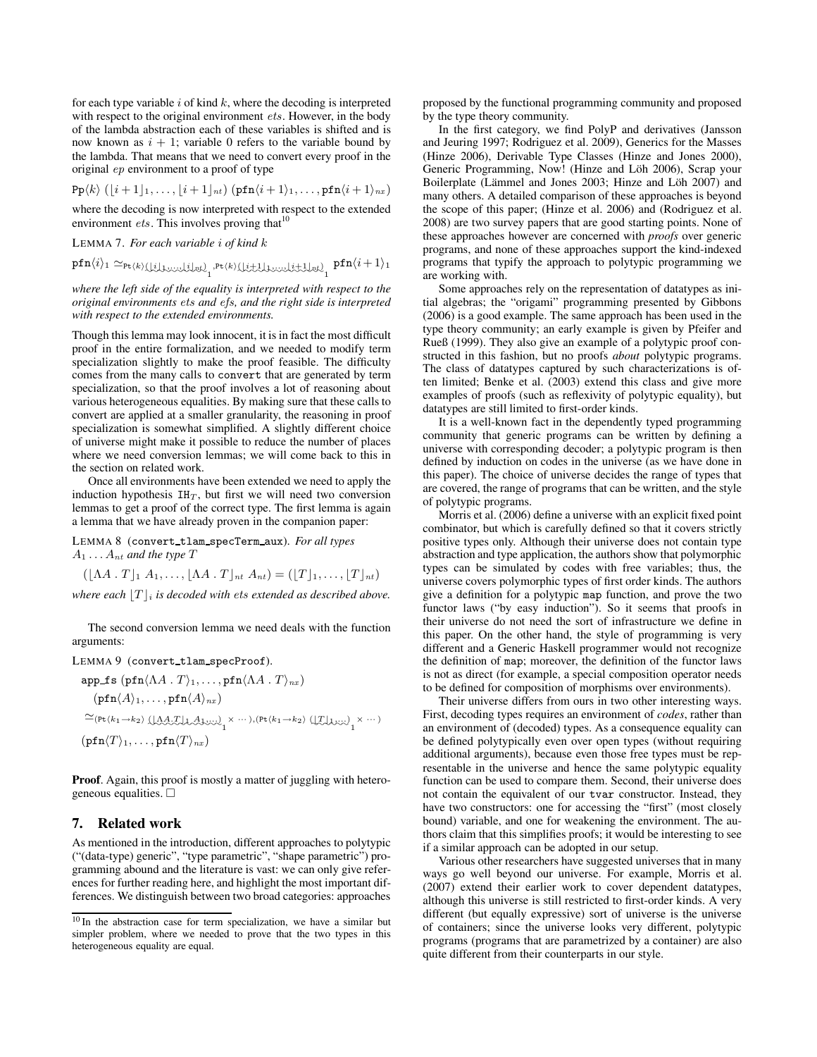for each type variable $i$ of kind $k$, where the decoding is interpreted with respect to the original environment $ets$. However, in the body of the lambda abstraction each of these variables is shifted and is now known as $i + 1$; variable 0 refers to the variable bound by the lambda. That means that we need to convert every proof in the original $ep$ environment to a proof of type

$$\texttt{Pp}\langle k\rangle\ (\lfloor i+1\rfloor_1, \ldots, \lfloor i+1\rfloor_{nt})\ (\texttt{pfn}\langle i+1\rangle_1, \ldots, \texttt{pfn}\langle i+1\rangle_{nx})$$

where the decoding is now interpreted with respect to the extended environment $ets$. This involves proving that[10]

LEMMA 7. *For each variable $i$ of kind $k$*

$$\texttt{pfn}\langle i\rangle_1 \simeq_{\texttt{Pt}\langle k\rangle \underbrace{(\lfloor i\rfloor_1,\ldots,\lfloor i\rfloor_{nt})}_{1}, \texttt{Pt}\langle k\rangle \underbrace{(\lfloor i+1\rfloor_1,\ldots,\lfloor i+1\rfloor_{nt})}_{1}} \texttt{pfn}\langle i+1\rangle_1$$

*where the left side of the equality is interpreted with respect to the original environments $ets$ and $efs$, and the right side is interpreted with respect to the extended environments.*

Though this lemma may look innocent, it is in fact the most difficult proof in the entire formalization, and we needed to modify term specialization slightly to make the proof feasible. The difficulty comes from the many calls to `convert` that are generated by term specialization, so that the proof involves a lot of reasoning about various heterogeneous equalities. By making sure that these calls to convert are applied at a smaller granularity, the reasoning in proof specialization is somewhat simplified. A slightly different choice of universe might make it possible to reduce the number of places where we need conversion lemmas; we will come back to this in the section on related work.

Once all environments have been extended we need to apply the induction hypothesis $\texttt{IH}_T$, but first we will need two conversion lemmas to get a proof of the correct type. The first lemma is again a lemma that we have already proven in the companion paper:

LEMMA 8 (convert_tlam_specTerm_aux). *For all types $A_1 \ldots A_{nt}$ and the type $T$*

$$(\lfloor \Lambda A\,.\,T\rfloor_1\ A_1, \ldots, \lfloor \Lambda A\,.\,T\rfloor_{nt}\ A_{nt}) = (\lfloor T\rfloor_1, \ldots, \lfloor T\rfloor_{nt})$$

*where each $\lfloor T\rfloor_i$ is decoded with $ets$ extended as described above.*

The second conversion lemma we need deals with the function arguments:

LEMMA 9 (convert_tlam_specProof).

$$\begin{aligned}
&\texttt{app\_fs}\ (\texttt{pfn}\langle \Lambda A\,.\,T\rangle_1, \ldots, \texttt{pfn}\langle \Lambda A\,.\,T\rangle_{nx})\\
&\quad(\texttt{pfn}\langle A\rangle_1, \ldots, \texttt{pfn}\langle A\rangle_{nx})\\
&\simeq_{(\texttt{Pt}\langle k_1\to k_2\rangle\ \underbrace{(\lfloor \Lambda A.T\rfloor_1\ A_1,\ldots)}_{1} \times \cdots),(\texttt{Pt}\langle k_1\to k_2\rangle\ \underbrace{(\lfloor T\rfloor_1,\ldots)}_{1} \times \cdots)}\\
&(\texttt{pfn}\langle T\rangle_1, \ldots, \texttt{pfn}\langle T\rangle_{nx})
\end{aligned}$$

**Proof**. Again, this proof is mostly a matter of juggling with heterogeneous equalities. □

## 7. Related work

As mentioned in the introduction, different approaches to polytypic ("(data-type) generic", "type parametric", "shape parametric") programming abound and the literature is vast: we can only give references for further reading here, and highlight the most important differences. We distinguish between two broad categories: approaches proposed by the functional programming community and proposed by the type theory community.

In the first category, we find PolyP and derivatives (Jansson and Jeuring 1997; Rodriguez et al. 2009), Generics for the Masses (Hinze 2006), Derivable Type Classes (Hinze and Jones 2000), Generic Programming, Now! (Hinze and Löh 2006), Scrap your Boilerplate (Lämmel and Jones 2003; Hinze and Löh 2007) and many others. A detailed comparison of these approaches is beyond the scope of this paper; (Hinze et al. 2006) and (Rodriguez et al. 2008) are two survey papers that are good starting points. None of these approaches however are concerned with *proofs* over generic programs, and none of these approaches support the kind-indexed programs that typify the approach to polytypic programming we are working with.

Some approaches rely on the representation of datatypes as initial algebras; the "origami" programming presented by Gibbons (2006) is a good example. The same approach has been used in the type theory community; an early example is given by Pfeifer and Rueß (1999). They also give an example of a polytypic proof constructed in this fashion, but no proofs *about* polytypic programs. The class of datatypes captured by such characterizations is often limited; Benke et al. (2003) extend this class and give more examples of proofs (such as reflexivity of polytypic equality), but datatypes are still limited to first-order kinds.

It is a well-known fact in the dependently typed programming community that generic programs can be written by defining a universe with corresponding decoder; a polytypic program is then defined by induction on codes in the universe (as we have done in this paper). The choice of universe decides the range of types that are covered, the range of programs that can be written, and the style of polytypic programs.

Morris et al. (2006) define a universe with an explicit fixed point combinator, but which is carefully defined so that it covers strictly positive types only. Although their universe does not contain type abstraction and type application, the authors show that polymorphic types can be simulated by codes with free variables; thus, the universe covers polymorphic types of first order kinds. The authors give a definition for a polytypic `map` function, and prove the two functor laws ("by easy induction"). So it seems that proofs in their universe do not need the sort of infrastructure we define in this paper. On the other hand, the style of programming is very different and a Generic Haskell programmer would not recognize the definition of `map`; moreover, the definition of the functor laws is not as direct (for example, a special composition operator needs to be defined for composition of morphisms over environments).

Their universe differs from ours in two other interesting ways. First, decoding types requires an environment of *codes*, rather than an environment of (decoded) types. As a consequence equality can be defined polytypically even over open types (without requiring additional arguments), because even those free types must be representable in the universe and hence the same polytypic equality function can be used to compare them. Second, their universe does not contain the equivalent of our `tvar` constructor. Instead, they have two constructors: one for accessing the "first" (most closely bound) variable, and one for weakening the environment. The authors claim that this simplifies proofs; it would be interesting to see if a similar approach can be adopted in our setup.

Various other researchers have suggested universes that in many ways go well beyond our universe. For example, Morris et al. (2007) extend their earlier work to cover dependent datatypes, although this universe is still restricted to first-order kinds. A very different (but equally expressive) sort of universe is the universe of containers; since the universe looks very different, polytypic programs (programs that are parametrized by a container) are also quite different from their counterparts in our style.

[10] In the abstraction case for term specialization, we have a similar but simpler problem, where we needed to prove that the two types in this heterogeneous equality are equal.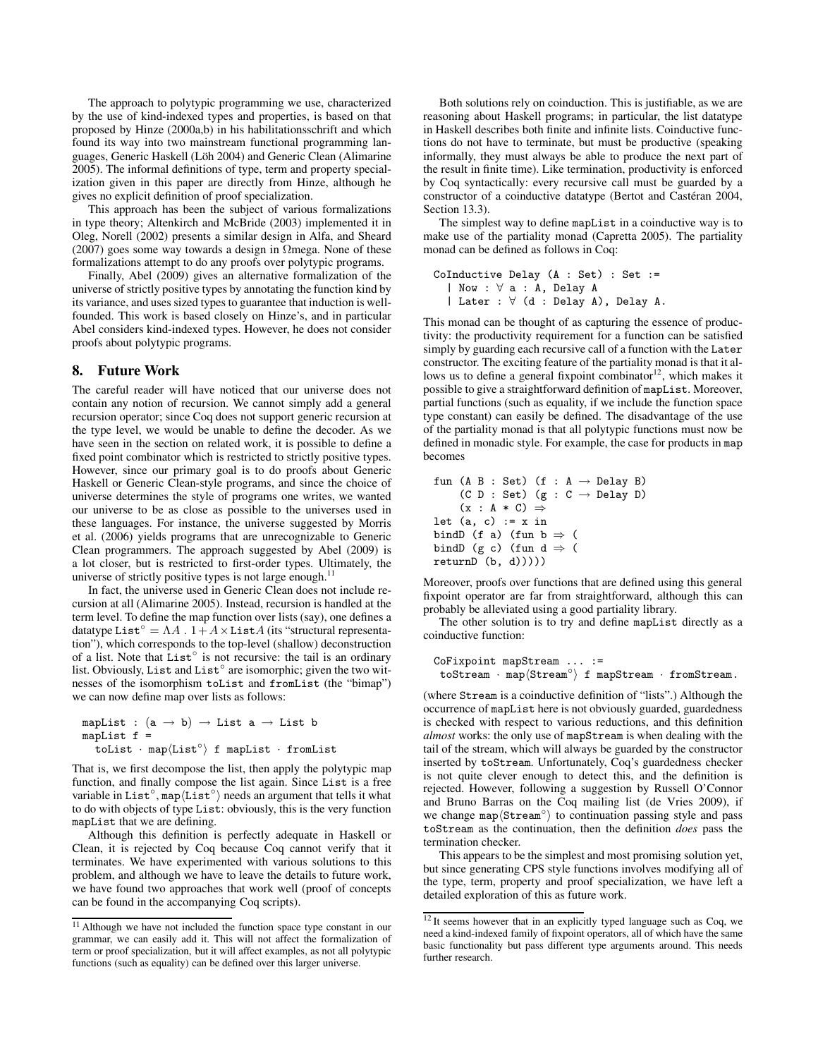The approach to polytypic programming we use, characterized by the use of kind-indexed types and properties, is based on that proposed by Hinze (2000a,b) in his habilitationsschrift and which found its way into two mainstream functional programming languages, Generic Haskell (Löh 2004) and Generic Clean (Alimarine 2005). The informal definitions of type, term and property specialization given in this paper are directly from Hinze, although he gives no explicit definition of proof specialization.

This approach has been the subject of various formalizations in type theory; Altenkirch and McBride (2003) implemented it in Oleg, Norell (2002) presents a similar design in Alfa, and Sheard (2007) goes some way towards a design in Ωmega. None of these formalizations attempt to do any proofs over polytypic programs.

Finally, Abel (2009) gives an alternative formalization of the universe of strictly positive types by annotating the function kind by its variance, and uses sized types to guarantee that induction is well-founded. This work is based closely on Hinze's, and in particular Abel considers kind-indexed types. However, he does not consider proofs about polytypic programs.

## 8. Future Work

The careful reader will have noticed that our universe does not contain any notion of recursion. We cannot simply add a general recursion operator; since Coq does not support generic recursion at the type level, we would be unable to define the decoder. As we have seen in the section on related work, it is possible to define a fixed point combinator which is restricted to strictly positive types. However, since our primary goal is to do proofs about Generic Haskell or Generic Clean-style programs, and since the choice of universe determines the style of programs one writes, we wanted our universe to be as close as possible to the universes used in these languages. For instance, the universe suggested by Morris et al. (2006) yields programs that are unrecognizable to Generic Clean programmers. The approach suggested by Abel (2009) is a lot closer, but is restricted to first-order types. Ultimately, the universe of strictly positive types is not large enough.[11]

In fact, the universe used in Generic Clean does not include recursion at all (Alimarine 2005). Instead, recursion is handled at the term level. To define the map function over lists (say), one defines a datatype $\texttt{List}^\circ = \Lambda A\ .\ 1 + A \times \texttt{List}A$ (its "structural representation"), which corresponds to the top-level (shallow) deconstruction of a list. Note that $\texttt{List}^\circ$ is not recursive: the tail is an ordinary list. Obviously, List and $\texttt{List}^\circ$ are isomorphic; given the two witnesses of the isomorphism toList and fromList (the "bimap") we can now define map over lists as follows:

```
mapList : (a → b) → List a → List b
mapList f =
  toList · map⟨List°⟩ f mapList · fromList
```

That is, we first decompose the list, then apply the polytypic map function, and finally compose the list again. Since List is a free variable in $\texttt{List}^\circ$, $\texttt{map}\langle\texttt{List}^\circ\rangle$ needs an argument that tells it what to do with objects of type List: obviously, this is the very function mapList that we are defining.

Although this definition is perfectly adequate in Haskell or Clean, it is rejected by Coq because Coq cannot verify that it terminates. We have experimented with various solutions to this problem, and although we have to leave the details to future work, we have found two approaches that work well (proof of concepts can be found in the accompanying Coq scripts).

Both solutions rely on coinduction. This is justifiable, as we are reasoning about Haskell programs; in particular, the list datatype in Haskell describes both finite and infinite lists. Coinductive functions do not have to terminate, but must be productive (speaking informally, they must always be able to produce the next part of the result in finite time). Like termination, productivity is enforced by Coq syntactically: every recursive call must be guarded by a constructor of a coinductive datatype (Bertot and Castéran 2004, Section 13.3).

The simplest way to define mapList in a coinductive way is to make use of the partiality monad (Capretta 2005). The partiality monad can be defined as follows in Coq:

```
CoInductive Delay (A : Set) : Set :=
  | Now : ∀ a : A, Delay A
  | Later : ∀ (d : Delay A), Delay A.
```

This monad can be thought of as capturing the essence of productivity: the productivity requirement for a function can be satisfied simply by guarding each recursive call of a function with the Later constructor. The exciting feature of the partiality monad is that it allows us to define a general fixpoint combinator[12], which makes it possible to give a straightforward definition of mapList. Moreover, partial functions (such as equality, if we include the function space type constant) can easily be defined. The disadvantage of the use of the partiality monad is that all polytypic functions must now be defined in monadic style. For example, the case for products in map becomes

```
fun (A B : Set) (f : A → Delay B)
    (C D : Set) (g : C → Delay D)
    (x : A * C) ⇒
let (a, c) := x in
bindD (f a) (fun b ⇒ (
bindD (g c) (fun d ⇒ (
returnD (b, d)))))
```

Moreover, proofs over functions that are defined using this general fixpoint operator are far from straightforward, although this can probably be alleviated using a good partiality library.

The other solution is to try and define mapList directly as a coinductive function:

```
CoFixpoint mapStream ... :=
 toStream · map⟨Stream°⟩ f mapStream · fromStream.
```

(where Stream is a coinductive definition of "lists".) Although the occurrence of mapList here is not obviously guarded, guardedness is checked with respect to various reductions, and this definition *almost* works: the only use of mapStream is when dealing with the tail of the stream, which will always be guarded by the constructor inserted by toStream. Unfortunately, Coq's guardedness checker is not quite clever enough to detect this, and the definition is rejected. However, following a suggestion by Russell O'Connor and Bruno Barras on the Coq mailing list (de Vries 2009), if we change $\texttt{map}\langle\texttt{Stream}^\circ\rangle$ to continuation passing style and pass toStream as the continuation, then the definition *does* pass the termination checker.

This appears to be the simplest and most promising solution yet, but since generating CPS style functions involves modifying all of the type, term, property and proof specialization, we have left a detailed exploration of this as future work.

[11] Although we have not included the function space type constant in our grammar, we can easily add it. This will not affect the formalization of term or proof specialization, but it will affect examples, as not all polytypic functions (such as equality) can be defined over this larger universe.

[12] It seems however that in an explicitly typed language such as Coq, we need a kind-indexed family of fixpoint operators, all of which have the same basic functionality but pass different type arguments around. This needs further research.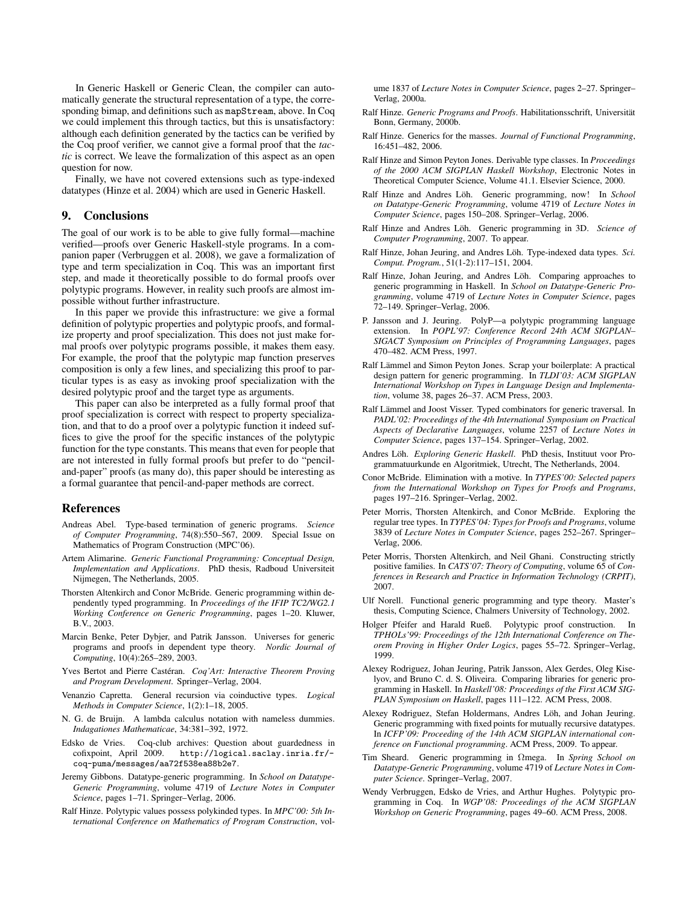In Generic Haskell or Generic Clean, the compiler can automatically generate the structural representation of a type, the corresponding bimap, and definitions such as `mapStream`, above. In Coq we could implement this through tactics, but this is unsatisfactory: although each definition generated by the tactics can be verified by the Coq proof verifier, we cannot give a formal proof that the *tactic* is correct. We leave the formalization of this aspect as an open question for now.

Finally, we have not covered extensions such as type-indexed datatypes (Hinze et al. 2004) which are used in Generic Haskell.

## 9. Conclusions

The goal of our work is to be able to give fully formal—machine verified—proofs over Generic Haskell-style programs. In a companion paper (Verbruggen et al. 2008), we gave a formalization of type and term specialization in Coq. This was an important first step, and made it theoretically possible to do formal proofs over polytypic programs. However, in reality such proofs are almost impossible without further infrastructure.

In this paper we provide this infrastructure: we give a formal definition of polytypic properties and polytypic proofs, and formalize property and proof specialization. This does not just make formal proofs over polytypic programs possible, it makes them easy. For example, the proof that the polytypic map function preserves composition is only a few lines, and specializing this proof to particular types is as easy as invoking proof specialization with the desired polytypic proof and the target type as arguments.

This paper can also be interpreted as a fully formal proof that proof specialization is correct with respect to property specialization, and that to do a proof over a polytypic function it indeed suffices to give the proof for the specific instances of the polytypic function for the type constants. This means that even for people that are not interested in fully formal proofs but prefer to do "pencil-and-paper" proofs (as many do), this paper should be interesting as a formal guarantee that pencil-and-paper methods are correct.

## References

Andreas Abel. Type-based termination of generic programs. *Science of Computer Programming*, 74(8):550–567, 2009. Special Issue on Mathematics of Program Construction (MPC'06).

Artem Alimarine. *Generic Functional Programming: Conceptual Design, Implementation and Applications*. PhD thesis, Radboud Universiteit Nijmegen, The Netherlands, 2005.

Thorsten Altenkirch and Conor McBride. Generic programming within dependently typed programming. In *Proceedings of the IFIP TC2/WG2.1 Working Conference on Generic Programming*, pages 1–20. Kluwer, B.V., 2003.

Marcin Benke, Peter Dybjer, and Patrik Jansson. Universes for generic programs and proofs in dependent type theory. *Nordic Journal of Computing*, 10(4):265–289, 2003.

Yves Bertot and Pierre Castéran. *Coq'Art: Interactive Theorem Proving and Program Development*. Springer–Verlag, 2004.

Venanzio Capretta. General recursion via coinductive types. *Logical Methods in Computer Science*, 1(2):1–18, 2005.

N. G. de Bruijn. A lambda calculus notation with nameless dummies. *Indagationes Mathematicae*, 34:381–392, 1972.

Edsko de Vries. Coq-club archives: Question about guardedness in cofixpoint, April 2009. `http://logical.saclay.inria.fr/coq-puma/messages/aa72f538ea88b2e7`.

Jeremy Gibbons. Datatype-generic programming. In *School on Datatype-Generic Programming*, volume 4719 of *Lecture Notes in Computer Science*, pages 1–71. Springer–Verlag, 2006.

Ralf Hinze. Polytypic values possess polykinded types. In *MPC'00: 5th International Conference on Mathematics of Program Construction*, volume 1837 of *Lecture Notes in Computer Science*, pages 2–27. Springer–Verlag, 2000a.

Ralf Hinze. *Generic Programs and Proofs*. Habilitationsschrift, Universität Bonn, Germany, 2000b.

Ralf Hinze. Generics for the masses. *Journal of Functional Programming*, 16:451–482, 2006.

Ralf Hinze and Simon Peyton Jones. Derivable type classes. In *Proceedings of the 2000 ACM SIGPLAN Haskell Workshop*, Electronic Notes in Theoretical Computer Science, Volume 41.1. Elsevier Science, 2000.

Ralf Hinze and Andres Löh. Generic programming, now! In *School on Datatype-Generic Programming*, volume 4719 of *Lecture Notes in Computer Science*, pages 150–208. Springer–Verlag, 2006.

Ralf Hinze and Andres Löh. Generic programming in 3D. *Science of Computer Programming*, 2007. To appear.

Ralf Hinze, Johan Jeuring, and Andres Löh. Type-indexed data types. *Sci. Comput. Program.*, 51(1-2):117–151, 2004.

Ralf Hinze, Johan Jeuring, and Andres Löh. Comparing approaches to generic programming in Haskell. In *School on Datatype-Generic Programming*, volume 4719 of *Lecture Notes in Computer Science*, pages 72–149. Springer–Verlag, 2006.

P. Jansson and J. Jeuring. PolyP—a polytypic programming language extension. In *POPL'97: Conference Record 24th ACM SIGPLAN–SIGACT Symposium on Principles of Programming Languages*, pages 470–482. ACM Press, 1997.

Ralf Lämmel and Simon Peyton Jones. Scrap your boilerplate: A practical design pattern for generic programming. In *TLDI'03: ACM SIGPLAN International Workshop on Types in Language Design and Implementation*, volume 38, pages 26–37. ACM Press, 2003.

Ralf Lämmel and Joost Visser. Typed combinators for generic traversal. In *PADL'02: Proceedings of the 4th International Symposium on Practical Aspects of Declarative Languages*, volume 2257 of *Lecture Notes in Computer Science*, pages 137–154. Springer–Verlag, 2002.

Andres Löh. *Exploring Generic Haskell*. PhD thesis, Instituut voor Programmatuurkunde en Algoritmiek, Utrecht, The Netherlands, 2004.

Conor McBride. Elimination with a motive. In *TYPES'00: Selected papers from the International Workshop on Types for Proofs and Programs*, pages 197–216. Springer–Verlag, 2002.

Peter Morris, Thorsten Altenkirch, and Conor McBride. Exploring the regular tree types. In *TYPES'04: Types for Proofs and Programs*, volume 3839 of *Lecture Notes in Computer Science*, pages 252–267. Springer–Verlag, 2006.

Peter Morris, Thorsten Altenkirch, and Neil Ghani. Constructing strictly positive families. In *CATS'07: Theory of Computing*, volume 65 of *Conferences in Research and Practice in Information Technology (CRPIT)*, 2007.

Ulf Norell. Functional generic programming and type theory. Master's thesis, Computing Science, Chalmers University of Technology, 2002.

Holger Pfeifer and Harald Rueß. Polytypic proof construction. In *TPHOLs'99: Proceedings of the 12th International Conference on Theorem Proving in Higher Order Logics*, pages 55–72. Springer–Verlag, 1999.

Alexey Rodriguez, Johan Jeuring, Patrik Jansson, Alex Gerdes, Oleg Kiselyov, and Bruno C. d. S. Oliveira. Comparing libraries for generic programming in Haskell. In *Haskell'08: Proceedings of the First ACM SIGPLAN Symposium on Haskell*, pages 111–122. ACM Press, 2008.

Alexey Rodriguez, Stefan Holdermans, Andres Löh, and Johan Jeuring. Generic programming with fixed points for mutually recursive datatypes. In *ICFP'09: Proceeding of the 14th ACM SIGPLAN international conference on Functional programming*. ACM Press, 2009. To appear.

Tim Sheard. Generic programming in Ωmega. In *Spring School on Datatype-Generic Programming*, volume 4719 of *Lecture Notes in Computer Science*. Springer–Verlag, 2007.

Wendy Verbruggen, Edsko de Vries, and Arthur Hughes. Polytypic programming in Coq. In *WGP'08: Proceedings of the ACM SIGPLAN Workshop on Generic Programming*, pages 49–60. ACM Press, 2008.